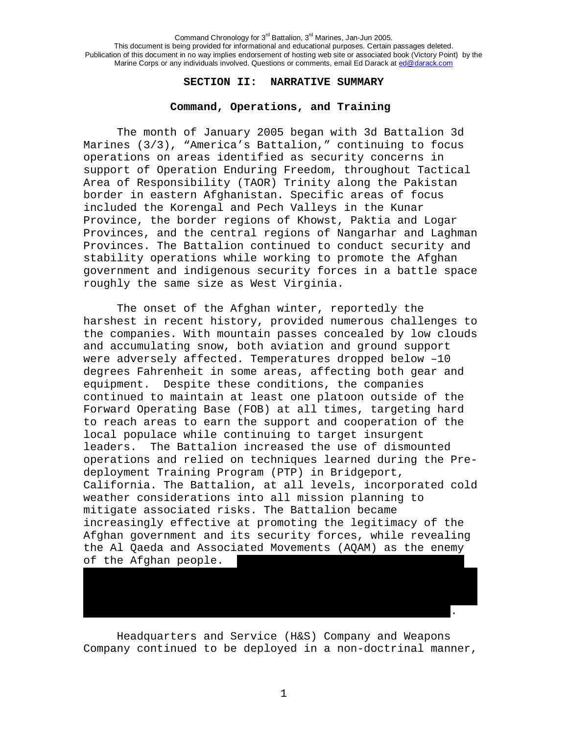## SECTION II: NARRATIVE SUMMARY

### Command, Operations, and Training

The month of January 2005 began with 3d Battalion 3d Marines (3/3), "America's Battalion," continuing to focus operations on areas identified as security concerns in support of Operation Enduring Freedom, throughout Tactical Area of Responsibility (TAOR) Trinity along the Pakistan border in eastern Afghanistan. Specific areas of focus included the Korengal and Pech Valleys in the Kunar Province, the border regions of Khowst, Paktia and Logar Provinces, and the central regions of Nangarhar and Laghman Provinces. The Battalion continued to conduct security and stability operations while working to promote the Afghan government and indigenous security forces in a battle space roughly the same size as West Virginia.

The onset of the Afghan winter, reportedly the harshest in recent history, provided numerous challenges to the companies. With mountain passes concealed by low clouds and accumulating snow, both aviation and ground support were adversely affected. Temperatures dropped below –10 degrees Fahrenheit in some areas, affecting both gear and equipment. Despite these conditions, the companies continued to maintain at least one platoon outside of the Forward Operating Base (FOB) at all times, targeting hard to reach areas to earn the support and cooperation of the local populace while continuing to target insurgent leaders. The Battalion increased the use of dismounted operations and relied on techniques learned during the Pre-deployment Training Program (PTP) in Bridgeport, California. The Battalion, at all levels, incorporated cold weather considerations into all mission planning to mitigate associated risks. The Battalion became increasingly effective at promoting the legitimacy of the Afghan government and its security forces, while revealing the Al Qaeda and Associated Movements (AQAM) as the enemy of the Afghan people. [redacted].

Headquarters and Service (H&S) Company and Weapons Company continued to be deployed in a non-doctrinal manner,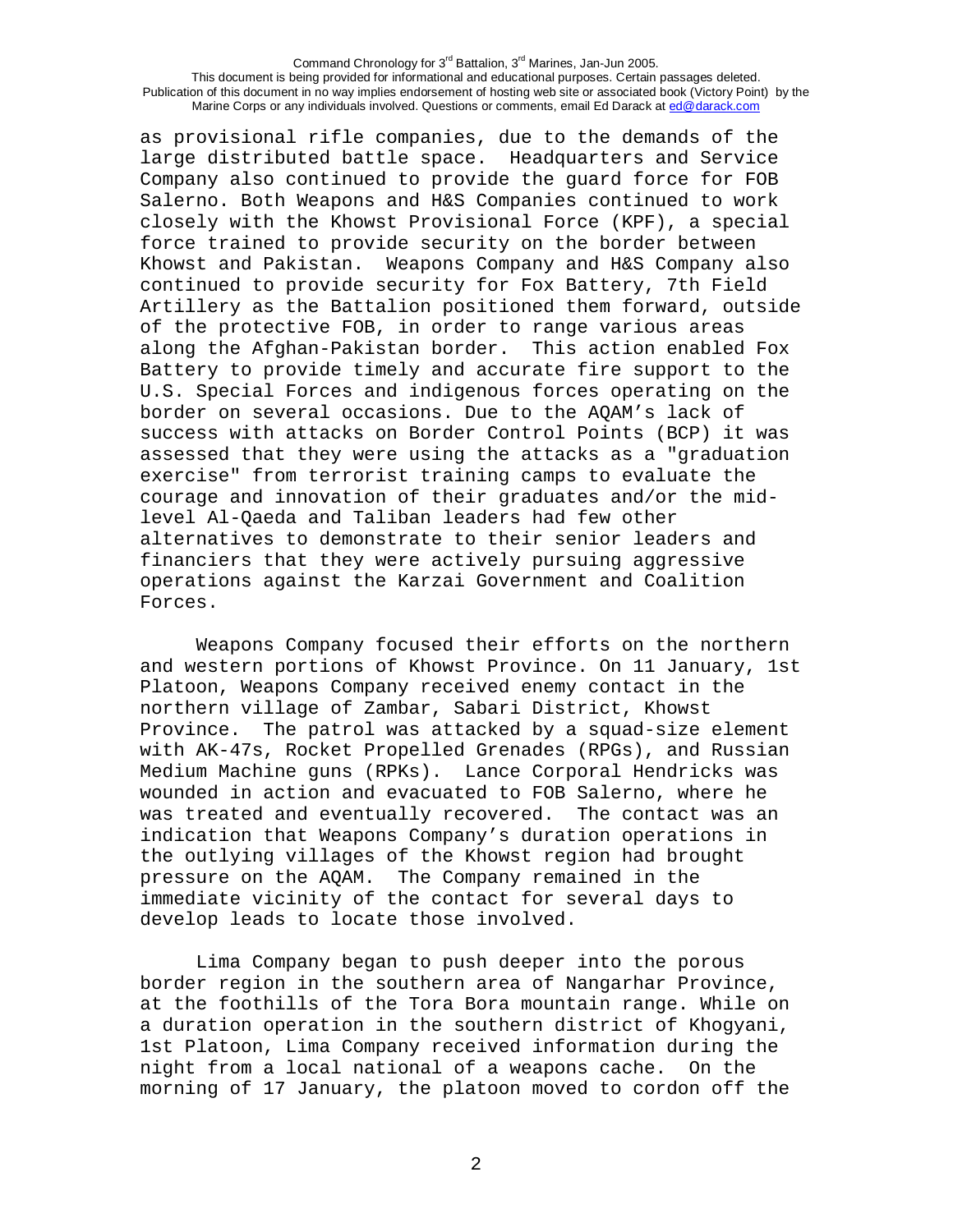as provisional rifle companies, due to the demands of the large distributed battle space. Headquarters and Service Company also continued to provide the guard force for FOB Salerno. Both Weapons and H&S Companies continued to work closely with the Khowst Provisional Force (KPF), a special force trained to provide security on the border between Khowst and Pakistan. Weapons Company and H&S Company also continued to provide security for Fox Battery, 7th Field Artillery as the Battalion positioned them forward, outside of the protective FOB, in order to range various areas along the Afghan-Pakistan border. This action enabled Fox Battery to provide timely and accurate fire support to the U.S. Special Forces and indigenous forces operating on the border on several occasions. Due to the AQAM's lack of success with attacks on Border Control Points (BCP) it was assessed that they were using the attacks as a "graduation exercise" from terrorist training camps to evaluate the courage and innovation of their graduates and/or the mid-level Al-Qaeda and Taliban leaders had few other alternatives to demonstrate to their senior leaders and financiers that they were actively pursuing aggressive operations against the Karzai Government and Coalition Forces.

Weapons Company focused their efforts on the northern and western portions of Khowst Province. On 11 January, 1st Platoon, Weapons Company received enemy contact in the northern village of Zambar, Sabari District, Khowst Province. The patrol was attacked by a squad-size element with AK-47s, Rocket Propelled Grenades (RPGs), and Russian Medium Machine guns (RPKs). Lance Corporal Hendricks was wounded in action and evacuated to FOB Salerno, where he was treated and eventually recovered. The contact was an indication that Weapons Company's duration operations in the outlying villages of the Khowst region had brought pressure on the AQAM. The Company remained in the immediate vicinity of the contact for several days to develop leads to locate those involved.

Lima Company began to push deeper into the porous border region in the southern area of Nangarhar Province, at the foothills of the Tora Bora mountain range. While on a duration operation in the southern district of Khogyani, 1st Platoon, Lima Company received information during the night from a local national of a weapons cache. On the morning of 17 January, the platoon moved to cordon off the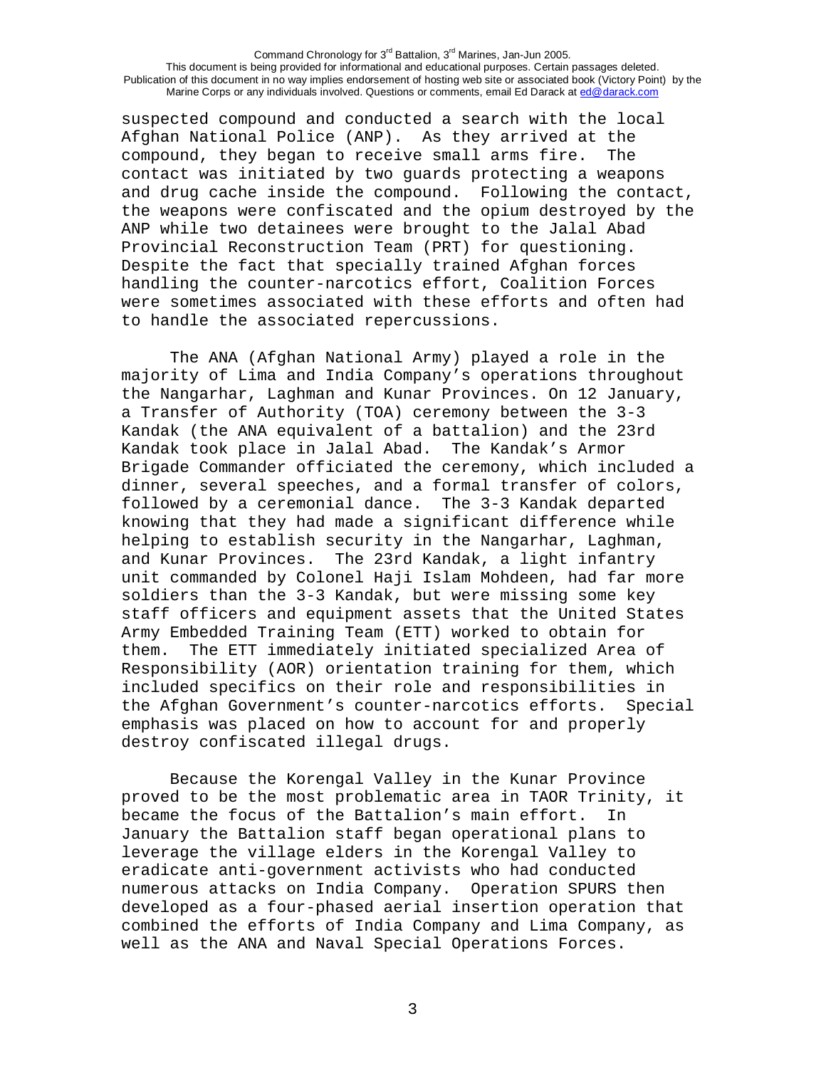suspected compound and conducted a search with the local Afghan National Police (ANP). As they arrived at the compound, they began to receive small arms fire. The contact was initiated by two guards protecting a weapons and drug cache inside the compound. Following the contact, the weapons were confiscated and the opium destroyed by the ANP while two detainees were brought to the Jalal Abad Provincial Reconstruction Team (PRT) for questioning. Despite the fact that specially trained Afghan forces handling the counter-narcotics effort, Coalition Forces were sometimes associated with these efforts and often had to handle the associated repercussions.

The ANA (Afghan National Army) played a role in the majority of Lima and India Company's operations throughout the Nangarhar, Laghman and Kunar Provinces. On 12 January, a Transfer of Authority (TOA) ceremony between the 3-3 Kandak (the ANA equivalent of a battalion) and the 23rd Kandak took place in Jalal Abad. The Kandak's Armor Brigade Commander officiated the ceremony, which included a dinner, several speeches, and a formal transfer of colors, followed by a ceremonial dance. The 3-3 Kandak departed knowing that they had made a significant difference while helping to establish security in the Nangarhar, Laghman, and Kunar Provinces. The 23rd Kandak, a light infantry unit commanded by Colonel Haji Islam Mohdeen, had far more soldiers than the 3-3 Kandak, but were missing some key staff officers and equipment assets that the United States Army Embedded Training Team (ETT) worked to obtain for them. The ETT immediately initiated specialized Area of Responsibility (AOR) orientation training for them, which included specifics on their role and responsibilities in the Afghan Government's counter-narcotics efforts. Special emphasis was placed on how to account for and properly destroy confiscated illegal drugs.

Because the Korengal Valley in the Kunar Province proved to be the most problematic area in TAOR Trinity, it became the focus of the Battalion's main effort. In January the Battalion staff began operational plans to leverage the village elders in the Korengal Valley to eradicate anti-government activists who had conducted numerous attacks on India Company. Operation SPURS then developed as a four-phased aerial insertion operation that combined the efforts of India Company and Lima Company, as well as the ANA and Naval Special Operations Forces.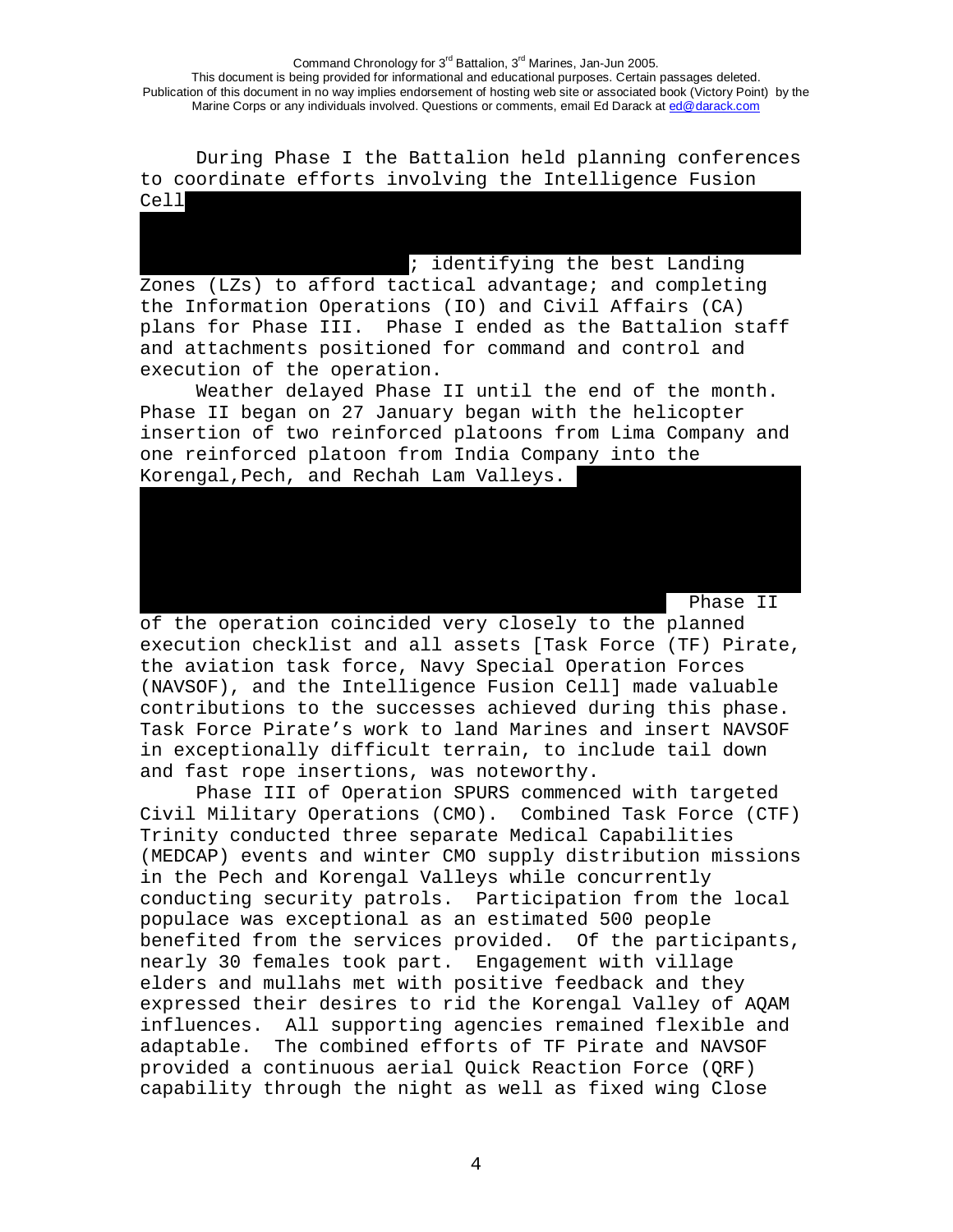During Phase I the Battalion held planning conferences to coordinate efforts involving the Intelligence Fusion Cell ; identifying the best Landing Zones (LZs) to afford tactical advantage; and completing the Information Operations (IO) and Civil Affairs (CA) plans for Phase III. Phase I ended as the Battalion staff and attachments positioned for command and control and execution of the operation.

Weather delayed Phase II until the end of the month. Phase II began on 27 January began with the helicopter insertion of two reinforced platoons from Lima Company and one reinforced platoon from India Company into the Korengal,Pech, and Rechah Lam Valleys. Phase II of the operation coincided very closely to the planned execution checklist and all assets [Task Force (TF) Pirate, the aviation task force, Navy Special Operation Forces (NAVSOF), and the Intelligence Fusion Cell] made valuable contributions to the successes achieved during this phase. Task Force Pirate's work to land Marines and insert NAVSOF in exceptionally difficult terrain, to include tail down and fast rope insertions, was noteworthy.

Phase III of Operation SPURS commenced with targeted Civil Military Operations (CMO). Combined Task Force (CTF) Trinity conducted three separate Medical Capabilities (MEDCAP) events and winter CMO supply distribution missions in the Pech and Korengal Valleys while concurrently conducting security patrols. Participation from the local populace was exceptional as an estimated 500 people benefited from the services provided. Of the participants, nearly 30 females took part. Engagement with village elders and mullahs met with positive feedback and they expressed their desires to rid the Korengal Valley of AQAM influences. All supporting agencies remained flexible and adaptable. The combined efforts of TF Pirate and NAVSOF provided a continuous aerial Quick Reaction Force (QRF) capability through the night as well as fixed wing Close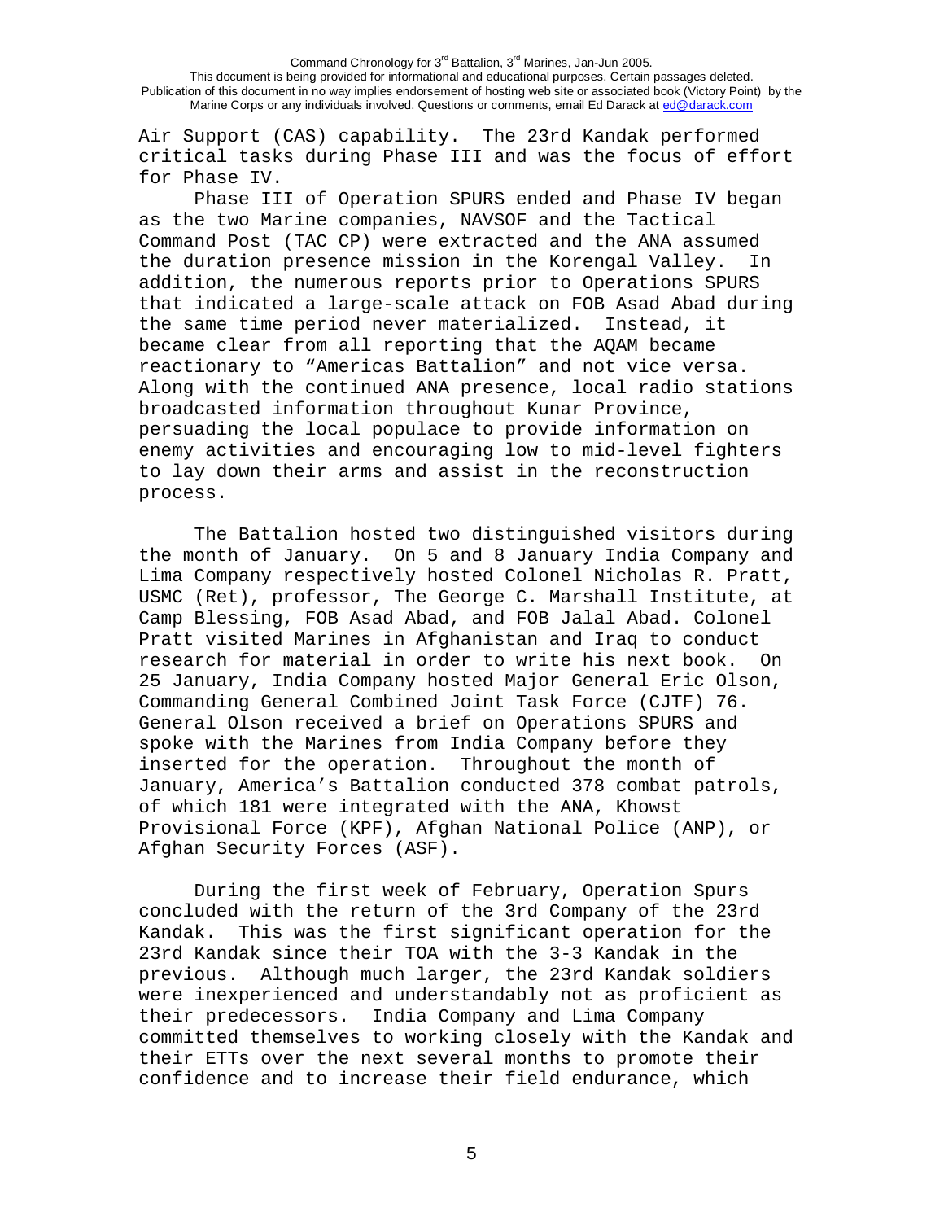Air Support (CAS) capability. The 23rd Kandak performed critical tasks during Phase III and was the focus of effort for Phase IV.

Phase III of Operation SPURS ended and Phase IV began as the two Marine companies, NAVSOF and the Tactical Command Post (TAC CP) were extracted and the ANA assumed the duration presence mission in the Korengal Valley. In addition, the numerous reports prior to Operations SPURS that indicated a large-scale attack on FOB Asad Abad during the same time period never materialized. Instead, it became clear from all reporting that the AQAM became reactionary to "Americas Battalion" and not vice versa. Along with the continued ANA presence, local radio stations broadcasted information throughout Kunar Province, persuading the local populace to provide information on enemy activities and encouraging low to mid-level fighters to lay down their arms and assist in the reconstruction process.

The Battalion hosted two distinguished visitors during the month of January. On 5 and 8 January India Company and Lima Company respectively hosted Colonel Nicholas R. Pratt, USMC (Ret), professor, The George C. Marshall Institute, at Camp Blessing, FOB Asad Abad, and FOB Jalal Abad. Colonel Pratt visited Marines in Afghanistan and Iraq to conduct research for material in order to write his next book. On 25 January, India Company hosted Major General Eric Olson, Commanding General Combined Joint Task Force (CJTF) 76. General Olson received a brief on Operations SPURS and spoke with the Marines from India Company before they inserted for the operation. Throughout the month of January, America's Battalion conducted 378 combat patrols, of which 181 were integrated with the ANA, Khowst Provisional Force (KPF), Afghan National Police (ANP), or Afghan Security Forces (ASF).

During the first week of February, Operation Spurs concluded with the return of the 3rd Company of the 23rd Kandak. This was the first significant operation for the 23rd Kandak since their TOA with the 3-3 Kandak in the previous. Although much larger, the 23rd Kandak soldiers were inexperienced and understandably not as proficient as their predecessors. India Company and Lima Company committed themselves to working closely with the Kandak and their ETTs over the next several months to promote their confidence and to increase their field endurance, which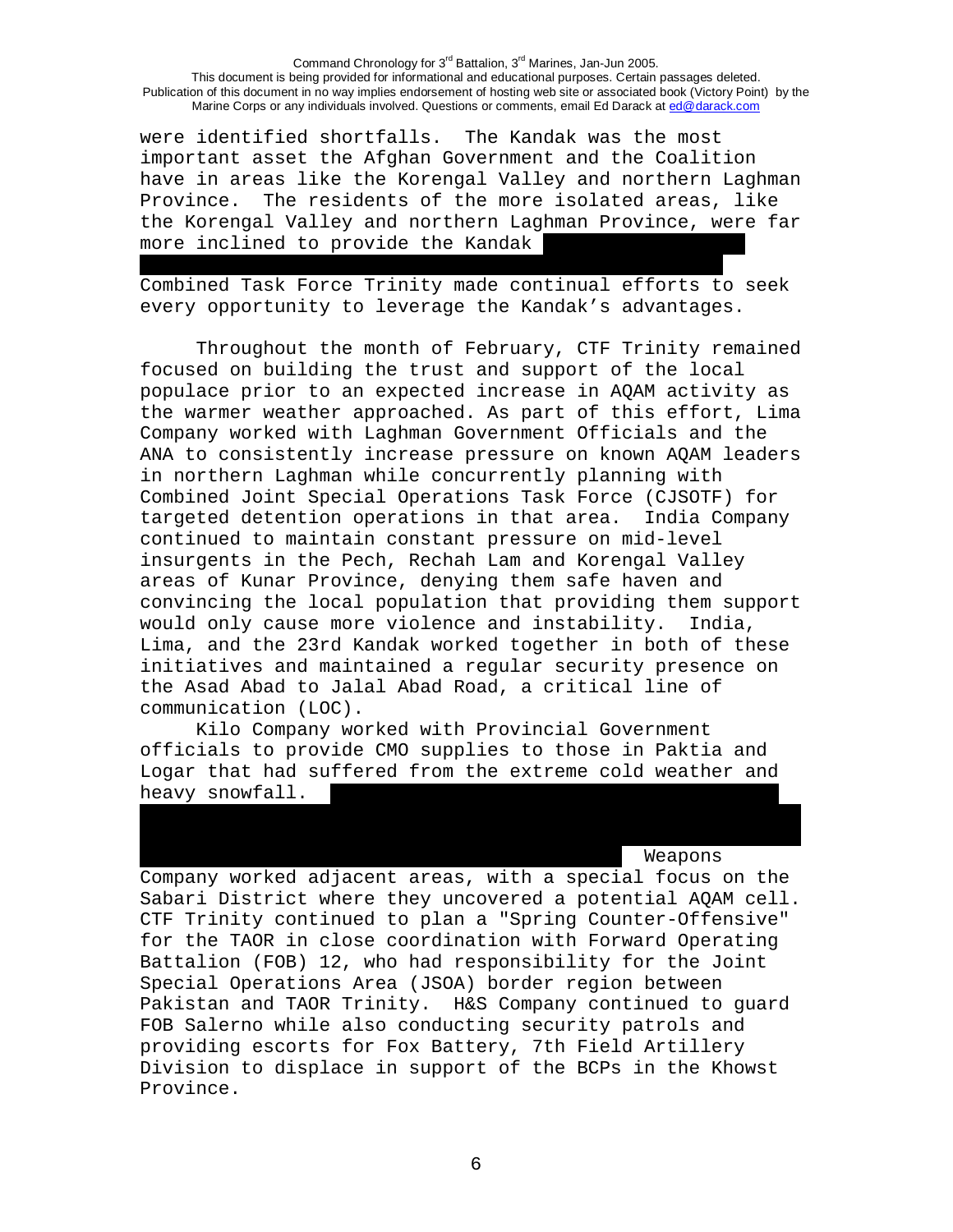were identified shortfalls. The Kandak was the most important asset the Afghan Government and the Coalition have in areas like the Korengal Valley and northern Laghman Province. The residents of the more isolated areas, like the Korengal Valley and northern Laghman Province, were far more inclined to provide the Kandak

Combined Task Force Trinity made continual efforts to seek every opportunity to leverage the Kandak's advantages.

Throughout the month of February, CTF Trinity remained focused on building the trust and support of the local populace prior to an expected increase in AQAM activity as the warmer weather approached. As part of this effort, Lima Company worked with Laghman Government Officials and the ANA to consistently increase pressure on known AQAM leaders in northern Laghman while concurrently planning with Combined Joint Special Operations Task Force (CJSOTF) for targeted detention operations in that area. India Company continued to maintain constant pressure on mid-level insurgents in the Pech, Rechah Lam and Korengal Valley areas of Kunar Province, denying them safe haven and convincing the local population that providing them support would only cause more violence and instability. India, Lima, and the 23rd Kandak worked together in both of these initiatives and maintained a regular security presence on the Asad Abad to Jalal Abad Road, a critical line of communication (LOC).

Kilo Company worked with Provincial Government officials to provide CMO supplies to those in Paktia and Logar that had suffered from the extreme cold weather and heavy snowfall.

Weapons Company worked adjacent areas, with a special focus on the Sabari District where they uncovered a potential AQAM cell. CTF Trinity continued to plan a "Spring Counter-Offensive" for the TAOR in close coordination with Forward Operating Battalion (FOB) 12, who had responsibility for the Joint Special Operations Area (JSOA) border region between Pakistan and TAOR Trinity. H&S Company continued to guard FOB Salerno while also conducting security patrols and providing escorts for Fox Battery, 7th Field Artillery Division to displace in support of the BCPs in the Khowst Province.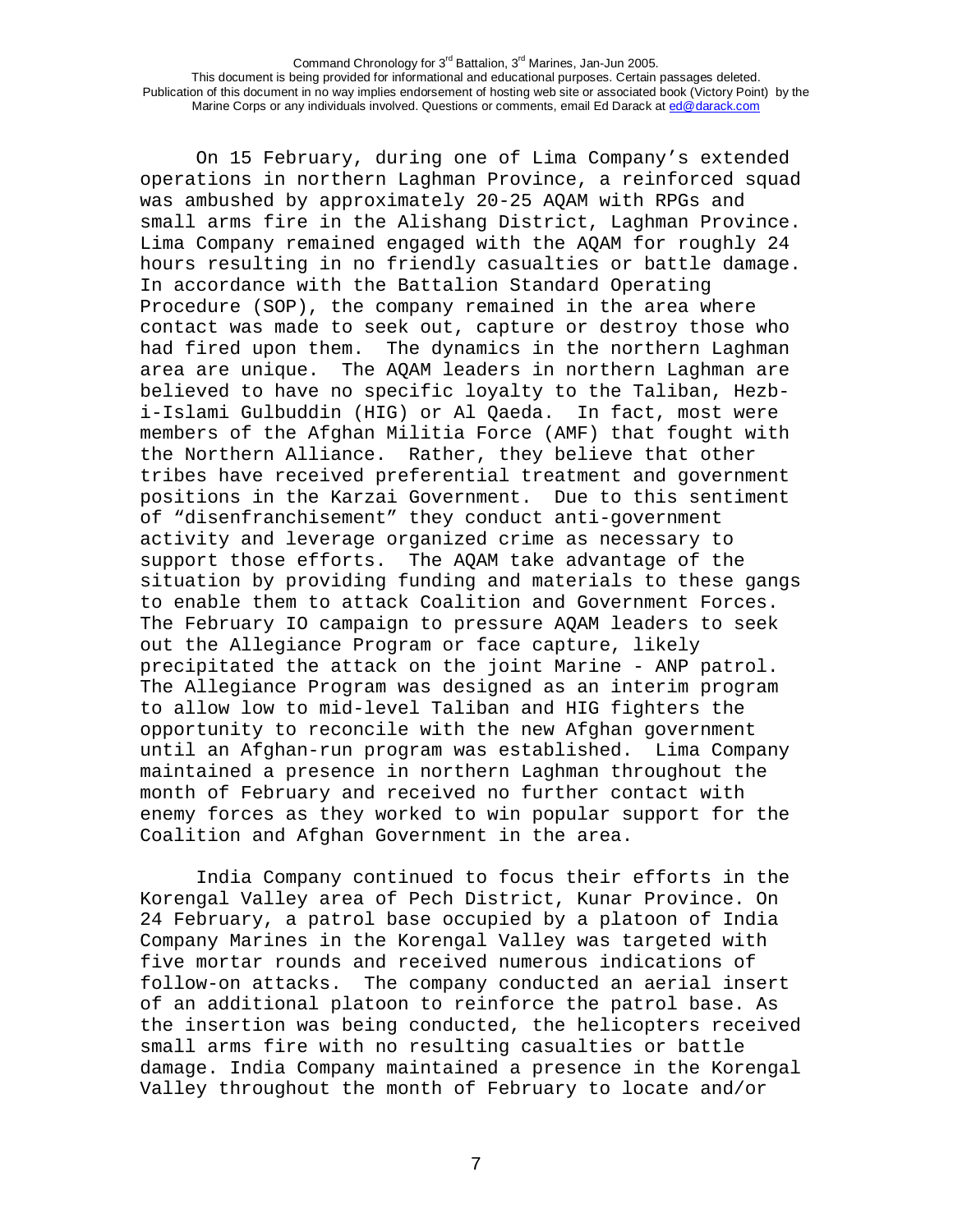On 15 February, during one of Lima Company's extended operations in northern Laghman Province, a reinforced squad was ambushed by approximately 20-25 AQAM with RPGs and small arms fire in the Alishang District, Laghman Province. Lima Company remained engaged with the AQAM for roughly 24 hours resulting in no friendly casualties or battle damage. In accordance with the Battalion Standard Operating Procedure (SOP), the company remained in the area where contact was made to seek out, capture or destroy those who had fired upon them. The dynamics in the northern Laghman area are unique. The AQAM leaders in northern Laghman are believed to have no specific loyalty to the Taliban, Hezb-i-Islami Gulbuddin (HIG) or Al Qaeda. In fact, most were members of the Afghan Militia Force (AMF) that fought with the Northern Alliance. Rather, they believe that other tribes have received preferential treatment and government positions in the Karzai Government. Due to this sentiment of "disenfranchisement" they conduct anti-government activity and leverage organized crime as necessary to support those efforts. The AQAM take advantage of the situation by providing funding and materials to these gangs to enable them to attack Coalition and Government Forces. The February IO campaign to pressure AQAM leaders to seek out the Allegiance Program or face capture, likely precipitated the attack on the joint Marine - ANP patrol. The Allegiance Program was designed as an interim program to allow low to mid-level Taliban and HIG fighters the opportunity to reconcile with the new Afghan government until an Afghan-run program was established. Lima Company maintained a presence in northern Laghman throughout the month of February and received no further contact with enemy forces as they worked to win popular support for the Coalition and Afghan Government in the area.

India Company continued to focus their efforts in the Korengal Valley area of Pech District, Kunar Province. On 24 February, a patrol base occupied by a platoon of India Company Marines in the Korengal Valley was targeted with five mortar rounds and received numerous indications of follow-on attacks. The company conducted an aerial insert of an additional platoon to reinforce the patrol base. As the insertion was being conducted, the helicopters received small arms fire with no resulting casualties or battle damage. India Company maintained a presence in the Korengal Valley throughout the month of February to locate and/or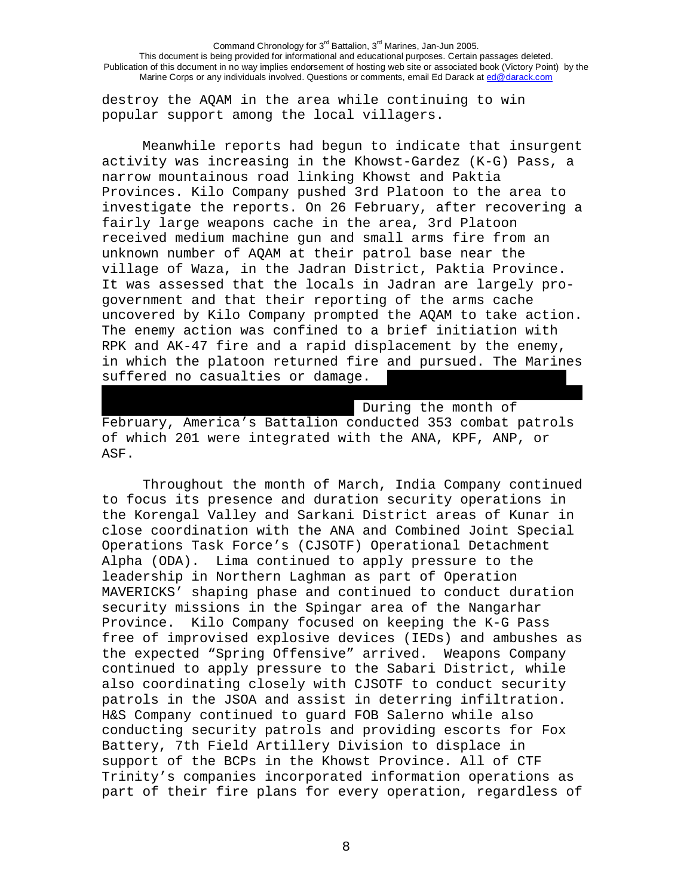destroy the AQAM in the area while continuing to win popular support among the local villagers.

Meanwhile reports had begun to indicate that insurgent activity was increasing in the Khowst-Gardez (K-G) Pass, a narrow mountainous road linking Khowst and Paktia Provinces. Kilo Company pushed 3rd Platoon to the area to investigate the reports. On 26 February, after recovering a fairly large weapons cache in the area, 3rd Platoon received medium machine gun and small arms fire from an unknown number of AQAM at their patrol base near the village of Waza, in the Jadran District, Paktia Province. It was assessed that the locals in Jadran are largely pro-government and that their reporting of the arms cache uncovered by Kilo Company prompted the AQAM to take action. The enemy action was confined to a brief initiation with RPK and AK-47 fire and a rapid displacement by the enemy, in which the platoon returned fire and pursued. The Marines suffered no casualties or damage. During the month of February, America's Battalion conducted 353 combat patrols of which 201 were integrated with the ANA, KPF, ANP, or ASF.

Throughout the month of March, India Company continued to focus its presence and duration security operations in the Korengal Valley and Sarkani District areas of Kunar in close coordination with the ANA and Combined Joint Special Operations Task Force's (CJSOTF) Operational Detachment Alpha (ODA). Lima continued to apply pressure to the leadership in Northern Laghman as part of Operation MAVERICKS' shaping phase and continued to conduct duration security missions in the Spingar area of the Nangarhar Province. Kilo Company focused on keeping the K-G Pass free of improvised explosive devices (IEDs) and ambushes as the expected "Spring Offensive" arrived. Weapons Company continued to apply pressure to the Sabari District, while also coordinating closely with CJSOTF to conduct security patrols in the JSOA and assist in deterring infiltration. H&S Company continued to guard FOB Salerno while also conducting security patrols and providing escorts for Fox Battery, 7th Field Artillery Division to displace in support of the BCPs in the Khowst Province. All of CTF Trinity's companies incorporated information operations as part of their fire plans for every operation, regardless of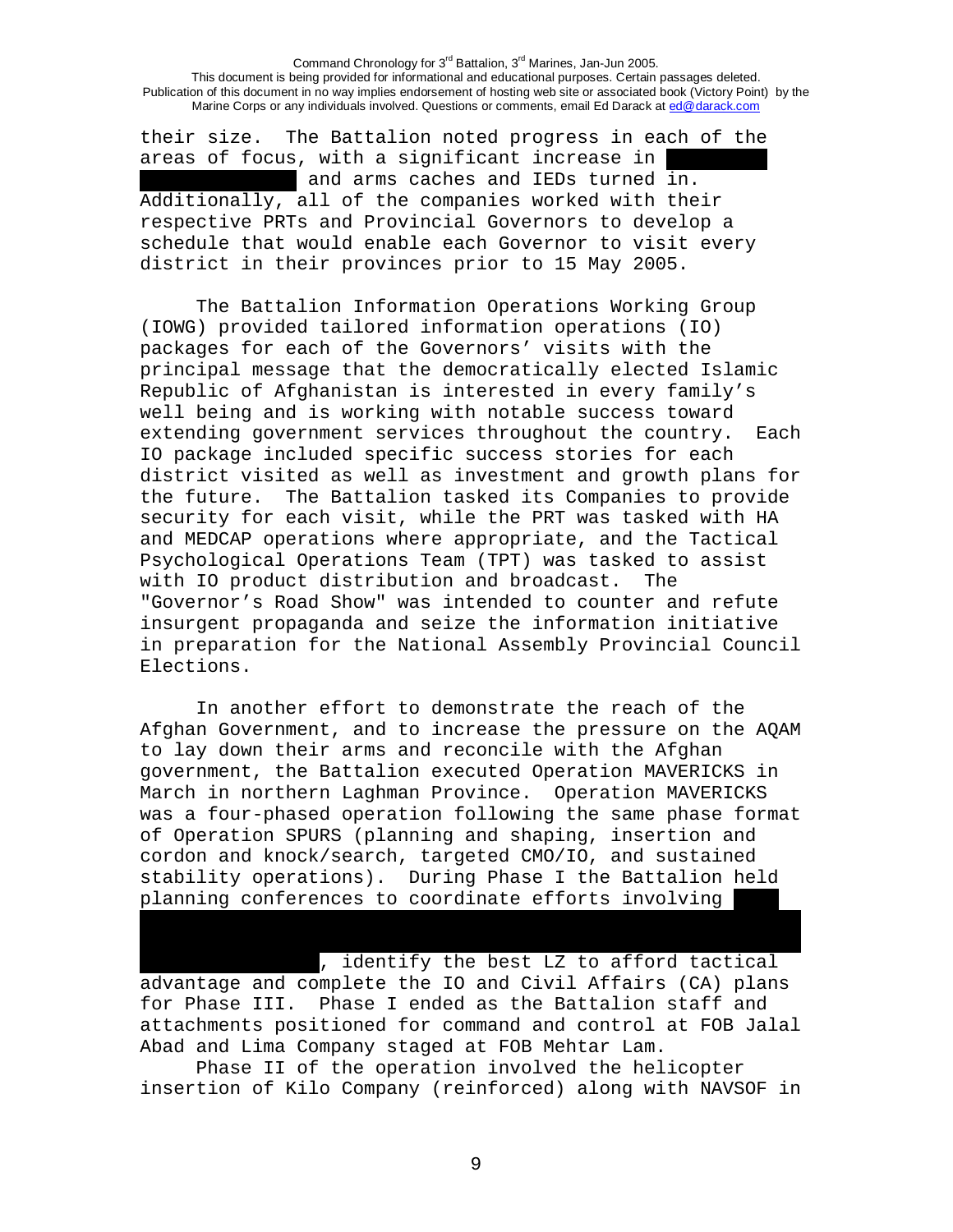their size. The Battalion noted progress in each of the areas of focus, with a significant increase in [REDACTED] and arms caches and IEDs turned in. Additionally, all of the companies worked with their respective PRTs and Provincial Governors to develop a schedule that would enable each Governor to visit every district in their provinces prior to 15 May 2005.

The Battalion Information Operations Working Group (IOWG) provided tailored information operations (IO) packages for each of the Governors' visits with the principal message that the democratically elected Islamic Republic of Afghanistan is interested in every family's well being and is working with notable success toward extending government services throughout the country. Each IO package included specific success stories for each district visited as well as investment and growth plans for the future. The Battalion tasked its Companies to provide security for each visit, while the PRT was tasked with HA and MEDCAP operations where appropriate, and the Tactical Psychological Operations Team (TPT) was tasked to assist with IO product distribution and broadcast. The "Governor's Road Show" was intended to counter and refute insurgent propaganda and seize the information initiative in preparation for the National Assembly Provincial Council Elections.

In another effort to demonstrate the reach of the Afghan Government, and to increase the pressure on the AQAM to lay down their arms and reconcile with the Afghan government, the Battalion executed Operation MAVERICKS in March in northern Laghman Province. Operation MAVERICKS was a four-phased operation following the same phase format of Operation SPURS (planning and shaping, insertion and cordon and knock/search, targeted CMO/IO, and sustained stability operations). During Phase I the Battalion held planning conferences to coordinate efforts involving [REDACTED], identify the best LZ to afford tactical advantage and complete the IO and Civil Affairs (CA) plans for Phase III. Phase I ended as the Battalion staff and attachments positioned for command and control at FOB Jalal Abad and Lima Company staged at FOB Mehtar Lam.

Phase II of the operation involved the helicopter insertion of Kilo Company (reinforced) along with NAVSOF in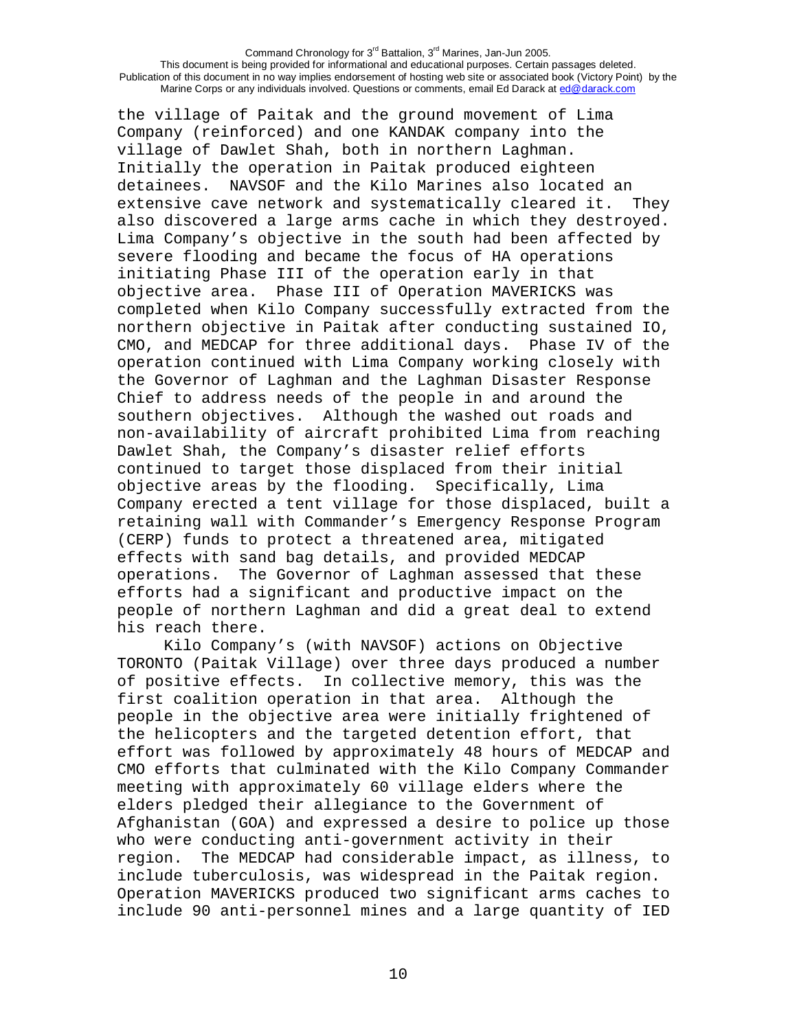the village of Paitak and the ground movement of Lima Company (reinforced) and one KANDAK company into the village of Dawlet Shah, both in northern Laghman. Initially the operation in Paitak produced eighteen detainees. NAVSOF and the Kilo Marines also located an extensive cave network and systematically cleared it. They also discovered a large arms cache in which they destroyed. Lima Company's objective in the south had been affected by severe flooding and became the focus of HA operations initiating Phase III of the operation early in that objective area. Phase III of Operation MAVERICKS was completed when Kilo Company successfully extracted from the northern objective in Paitak after conducting sustained IO, CMO, and MEDCAP for three additional days. Phase IV of the operation continued with Lima Company working closely with the Governor of Laghman and the Laghman Disaster Response Chief to address needs of the people in and around the southern objectives. Although the washed out roads and non-availability of aircraft prohibited Lima from reaching Dawlet Shah, the Company's disaster relief efforts continued to target those displaced from their initial objective areas by the flooding. Specifically, Lima Company erected a tent village for those displaced, built a retaining wall with Commander's Emergency Response Program (CERP) funds to protect a threatened area, mitigated effects with sand bag details, and provided MEDCAP operations. The Governor of Laghman assessed that these efforts had a significant and productive impact on the people of northern Laghman and did a great deal to extend his reach there.

Kilo Company's (with NAVSOF) actions on Objective TORONTO (Paitak Village) over three days produced a number of positive effects. In collective memory, this was the first coalition operation in that area. Although the people in the objective area were initially frightened of the helicopters and the targeted detention effort, that effort was followed by approximately 48 hours of MEDCAP and CMO efforts that culminated with the Kilo Company Commander meeting with approximately 60 village elders where the elders pledged their allegiance to the Government of Afghanistan (GOA) and expressed a desire to police up those who were conducting anti-government activity in their region. The MEDCAP had considerable impact, as illness, to include tuberculosis, was widespread in the Paitak region. Operation MAVERICKS produced two significant arms caches to include 90 anti-personnel mines and a large quantity of IED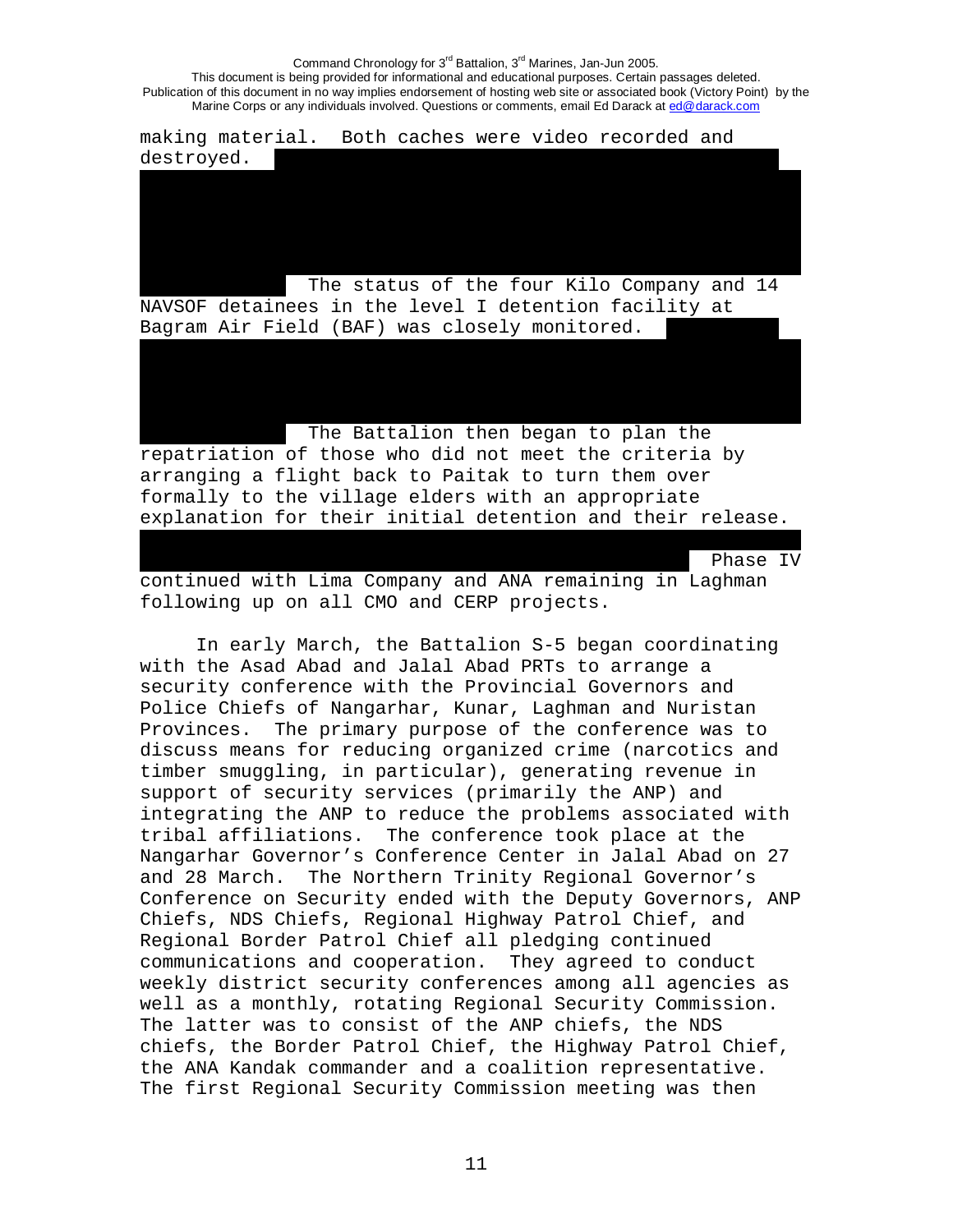making material. Both caches were video recorded and destroyed. The status of the four Kilo Company and 14 NAVSOF detainees in the level I detention facility at Bagram Air Field (BAF) was closely monitored. The Battalion then began to plan the repatriation of those who did not meet the criteria by arranging a flight back to Paitak to turn them over formally to the village elders with an appropriate explanation for their initial detention and their release. Phase IV continued with Lima Company and ANA remaining in Laghman following up on all CMO and CERP projects.

In early March, the Battalion S-5 began coordinating with the Asad Abad and Jalal Abad PRTs to arrange a security conference with the Provincial Governors and Police Chiefs of Nangarhar, Kunar, Laghman and Nuristan Provinces. The primary purpose of the conference was to discuss means for reducing organized crime (narcotics and timber smuggling, in particular), generating revenue in support of security services (primarily the ANP) and integrating the ANP to reduce the problems associated with tribal affiliations. The conference took place at the Nangarhar Governor's Conference Center in Jalal Abad on 27 and 28 March. The Northern Trinity Regional Governor's Conference on Security ended with the Deputy Governors, ANP Chiefs, NDS Chiefs, Regional Highway Patrol Chief, and Regional Border Patrol Chief all pledging continued communications and cooperation. They agreed to conduct weekly district security conferences among all agencies as well as a monthly, rotating Regional Security Commission. The latter was to consist of the ANP chiefs, the NDS chiefs, the Border Patrol Chief, the Highway Patrol Chief, the ANA Kandak commander and a coalition representative. The first Regional Security Commission meeting was then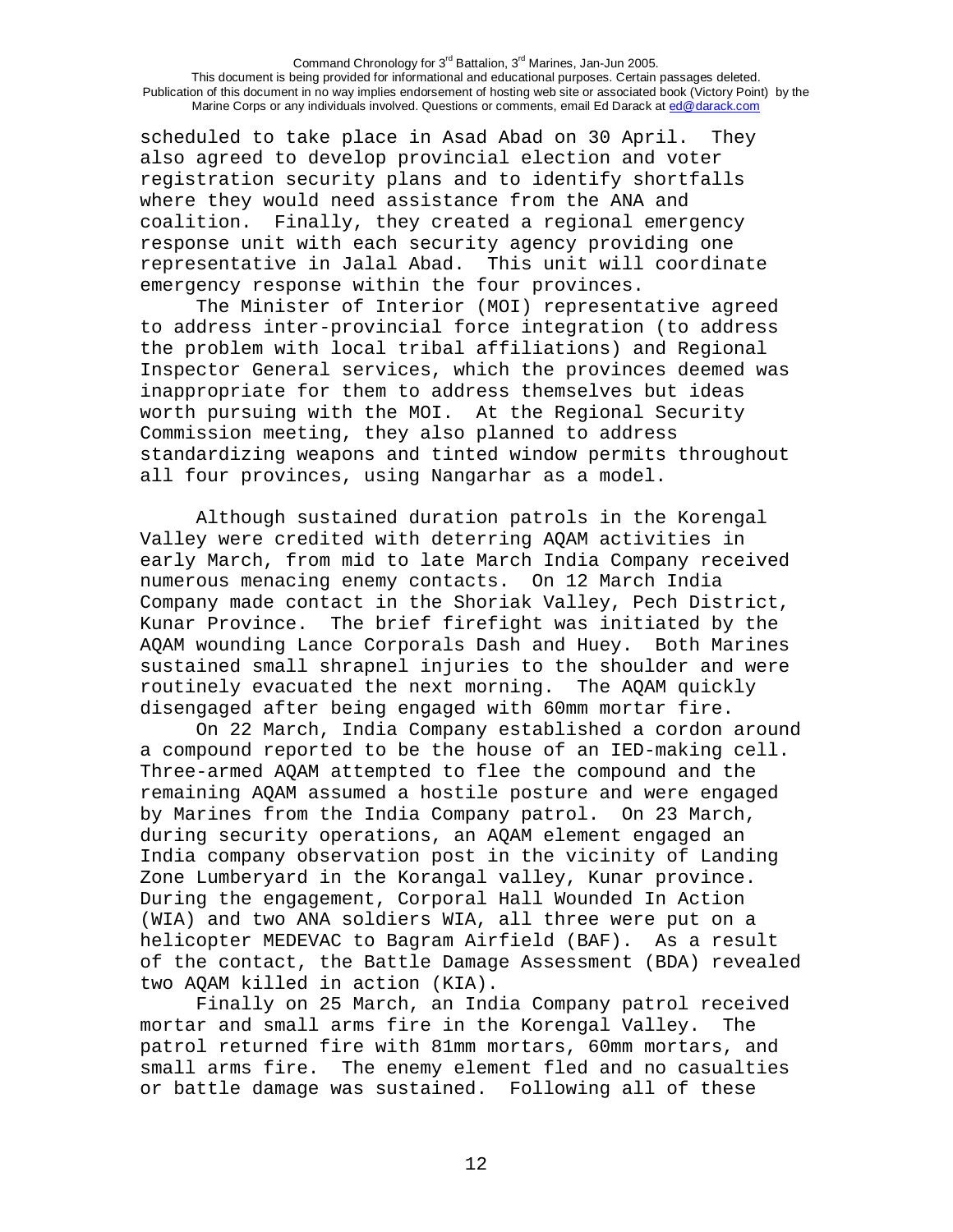scheduled to take place in Asad Abad on 30 April. They also agreed to develop provincial election and voter registration security plans and to identify shortfalls where they would need assistance from the ANA and coalition. Finally, they created a regional emergency response unit with each security agency providing one representative in Jalal Abad. This unit will coordinate emergency response within the four provinces.

The Minister of Interior (MOI) representative agreed to address inter-provincial force integration (to address the problem with local tribal affiliations) and Regional Inspector General services, which the provinces deemed was inappropriate for them to address themselves but ideas worth pursuing with the MOI. At the Regional Security Commission meeting, they also planned to address standardizing weapons and tinted window permits throughout all four provinces, using Nangarhar as a model.

Although sustained duration patrols in the Korengal Valley were credited with deterring AQAM activities in early March, from mid to late March India Company received numerous menacing enemy contacts. On 12 March India Company made contact in the Shoriak Valley, Pech District, Kunar Province. The brief firefight was initiated by the AQAM wounding Lance Corporals Dash and Huey. Both Marines sustained small shrapnel injuries to the shoulder and were routinely evacuated the next morning. The AQAM quickly disengaged after being engaged with 60mm mortar fire.

On 22 March, India Company established a cordon around a compound reported to be the house of an IED-making cell. Three-armed AQAM attempted to flee the compound and the remaining AQAM assumed a hostile posture and were engaged by Marines from the India Company patrol. On 23 March, during security operations, an AQAM element engaged an India company observation post in the vicinity of Landing Zone Lumberyard in the Korangal valley, Kunar province. During the engagement, Corporal Hall Wounded In Action (WIA) and two ANA soldiers WIA, all three were put on a helicopter MEDEVAC to Bagram Airfield (BAF). As a result of the contact, the Battle Damage Assessment (BDA) revealed two AQAM killed in action (KIA).

Finally on 25 March, an India Company patrol received mortar and small arms fire in the Korengal Valley. The patrol returned fire with 81mm mortars, 60mm mortars, and small arms fire. The enemy element fled and no casualties or battle damage was sustained. Following all of these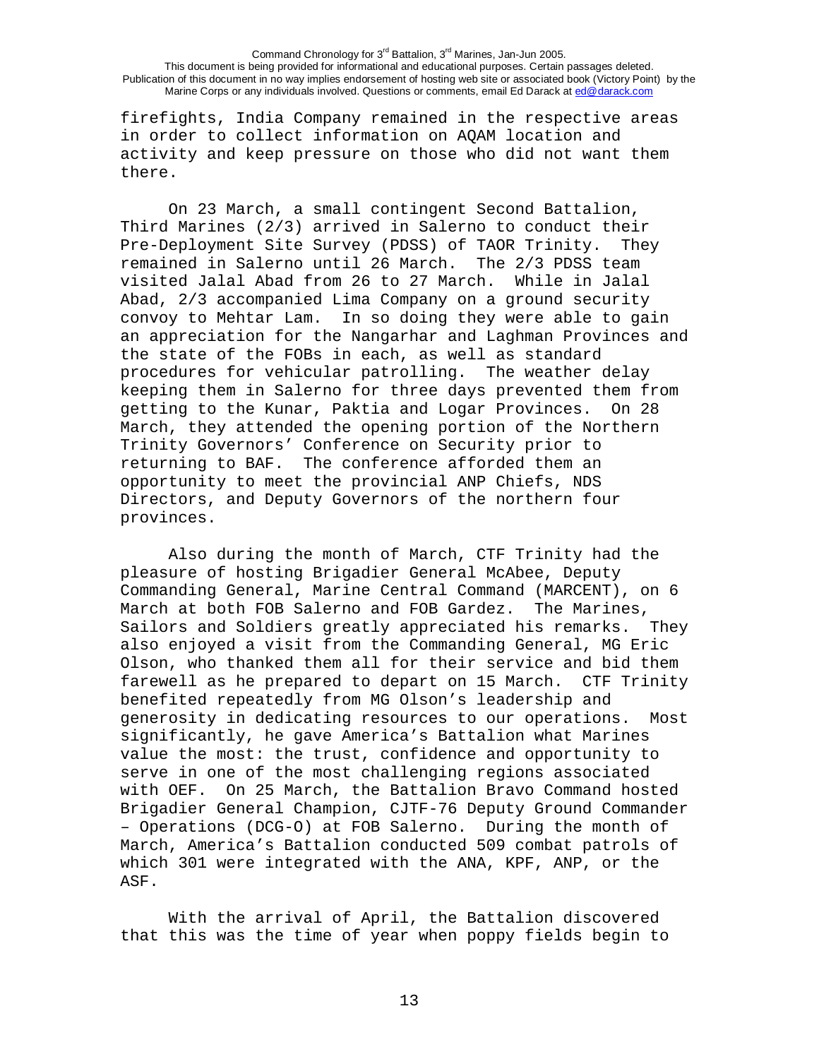firefights, India Company remained in the respective areas in order to collect information on AQAM location and activity and keep pressure on those who did not want them there.

On 23 March, a small contingent Second Battalion, Third Marines (2/3) arrived in Salerno to conduct their Pre-Deployment Site Survey (PDSS) of TAOR Trinity. They remained in Salerno until 26 March. The 2/3 PDSS team visited Jalal Abad from 26 to 27 March. While in Jalal Abad, 2/3 accompanied Lima Company on a ground security convoy to Mehtar Lam. In so doing they were able to gain an appreciation for the Nangarhar and Laghman Provinces and the state of the FOBs in each, as well as standard procedures for vehicular patrolling. The weather delay keeping them in Salerno for three days prevented them from getting to the Kunar, Paktia and Logar Provinces. On 28 March, they attended the opening portion of the Northern Trinity Governors' Conference on Security prior to returning to BAF. The conference afforded them an opportunity to meet the provincial ANP Chiefs, NDS Directors, and Deputy Governors of the northern four provinces.

Also during the month of March, CTF Trinity had the pleasure of hosting Brigadier General McAbee, Deputy Commanding General, Marine Central Command (MARCENT), on 6 March at both FOB Salerno and FOB Gardez. The Marines, Sailors and Soldiers greatly appreciated his remarks. They also enjoyed a visit from the Commanding General, MG Eric Olson, who thanked them all for their service and bid them farewell as he prepared to depart on 15 March. CTF Trinity benefited repeatedly from MG Olson's leadership and generosity in dedicating resources to our operations. Most significantly, he gave America's Battalion what Marines value the most: the trust, confidence and opportunity to serve in one of the most challenging regions associated with OEF. On 25 March, the Battalion Bravo Command hosted Brigadier General Champion, CJTF-76 Deputy Ground Commander – Operations (DCG-O) at FOB Salerno. During the month of March, America's Battalion conducted 509 combat patrols of which 301 were integrated with the ANA, KPF, ANP, or the ASF.

With the arrival of April, the Battalion discovered that this was the time of year when poppy fields begin to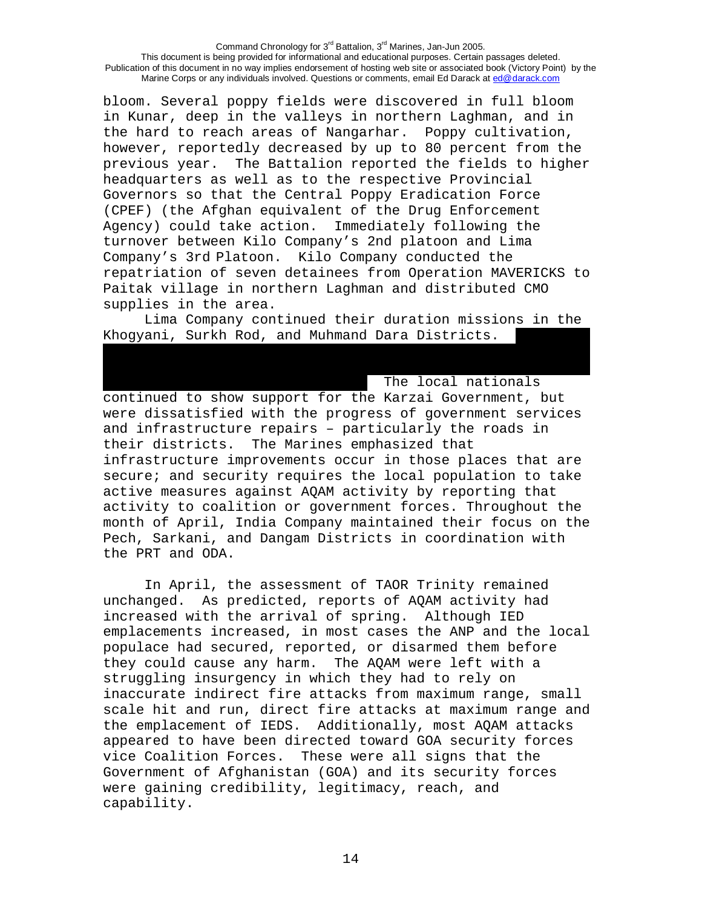bloom. Several poppy fields were discovered in full bloom in Kunar, deep in the valleys in northern Laghman, and in the hard to reach areas of Nangarhar. Poppy cultivation, however, reportedly decreased by up to 80 percent from the previous year. The Battalion reported the fields to higher headquarters as well as to the respective Provincial Governors so that the Central Poppy Eradication Force (CPEF) (the Afghan equivalent of the Drug Enforcement Agency) could take action. Immediately following the turnover between Kilo Company's 2nd platoon and Lima Company's 3rd Platoon. Kilo Company conducted the repatriation of seven detainees from Operation MAVERICKS to Paitak village in northern Laghman and distributed CMO supplies in the area.

Lima Company continued their duration missions in the Khogyani, Surkh Rod, and Muhmand Dara Districts. The local nationals continued to show support for the Karzai Government, but were dissatisfied with the progress of government services and infrastructure repairs – particularly the roads in their districts. The Marines emphasized that infrastructure improvements occur in those places that are secure; and security requires the local population to take active measures against AQAM activity by reporting that activity to coalition or government forces. Throughout the month of April, India Company maintained their focus on the Pech, Sarkani, and Dangam Districts in coordination with the PRT and ODA.

In April, the assessment of TAOR Trinity remained unchanged. As predicted, reports of AQAM activity had increased with the arrival of spring. Although IED emplacements increased, in most cases the ANP and the local populace had secured, reported, or disarmed them before they could cause any harm. The AQAM were left with a struggling insurgency in which they had to rely on inaccurate indirect fire attacks from maximum range, small scale hit and run, direct fire attacks at maximum range and the emplacement of IEDS. Additionally, most AQAM attacks appeared to have been directed toward GOA security forces vice Coalition Forces. These were all signs that the Government of Afghanistan (GOA) and its security forces were gaining credibility, legitimacy, reach, and capability.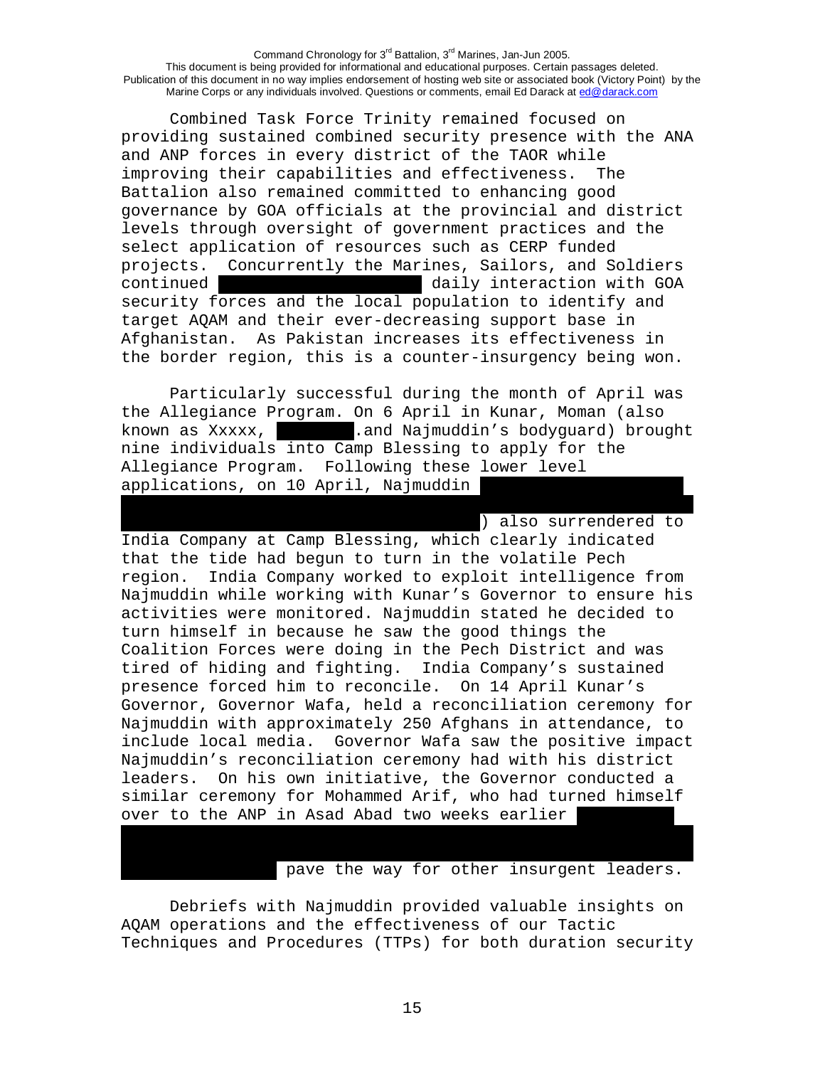Combined Task Force Trinity remained focused on providing sustained combined security presence with the ANA and ANP forces in every district of the TAOR while improving their capabilities and effectiveness. The Battalion also remained committed to enhancing good governance by GOA officials at the provincial and district levels through oversight of government practices and the select application of resources such as CERP funded projects. Concurrently the Marines, Sailors, and Soldiers continued daily interaction with GOA security forces and the local population to identify and target AQAM and their ever-decreasing support base in Afghanistan. As Pakistan increases its effectiveness in the border region, this is a counter-insurgency being won.

Particularly successful during the month of April was the Allegiance Program. On 6 April in Kunar, Moman (also known as Xxxxx, .and Najmuddin's bodyguard) brought nine individuals into Camp Blessing to apply for the Allegiance Program. Following these lower level applications, on 10 April, Najmuddin ) also surrendered to India Company at Camp Blessing, which clearly indicated that the tide had begun to turn in the volatile Pech region. India Company worked to exploit intelligence from Najmuddin while working with Kunar's Governor to ensure his activities were monitored. Najmuddin stated he decided to turn himself in because he saw the good things the Coalition Forces were doing in the Pech District and was tired of hiding and fighting. India Company's sustained presence forced him to reconcile. On 14 April Kunar's Governor, Governor Wafa, held a reconciliation ceremony for Najmuddin with approximately 250 Afghans in attendance, to include local media. Governor Wafa saw the positive impact Najmuddin's reconciliation ceremony had with his district leaders. On his own initiative, the Governor conducted a similar ceremony for Mohammed Arif, who had turned himself over to the ANP in Asad Abad two weeks earlier pave the way for other insurgent leaders.

Debriefs with Najmuddin provided valuable insights on AQAM operations and the effectiveness of our Tactic Techniques and Procedures (TTPs) for both duration security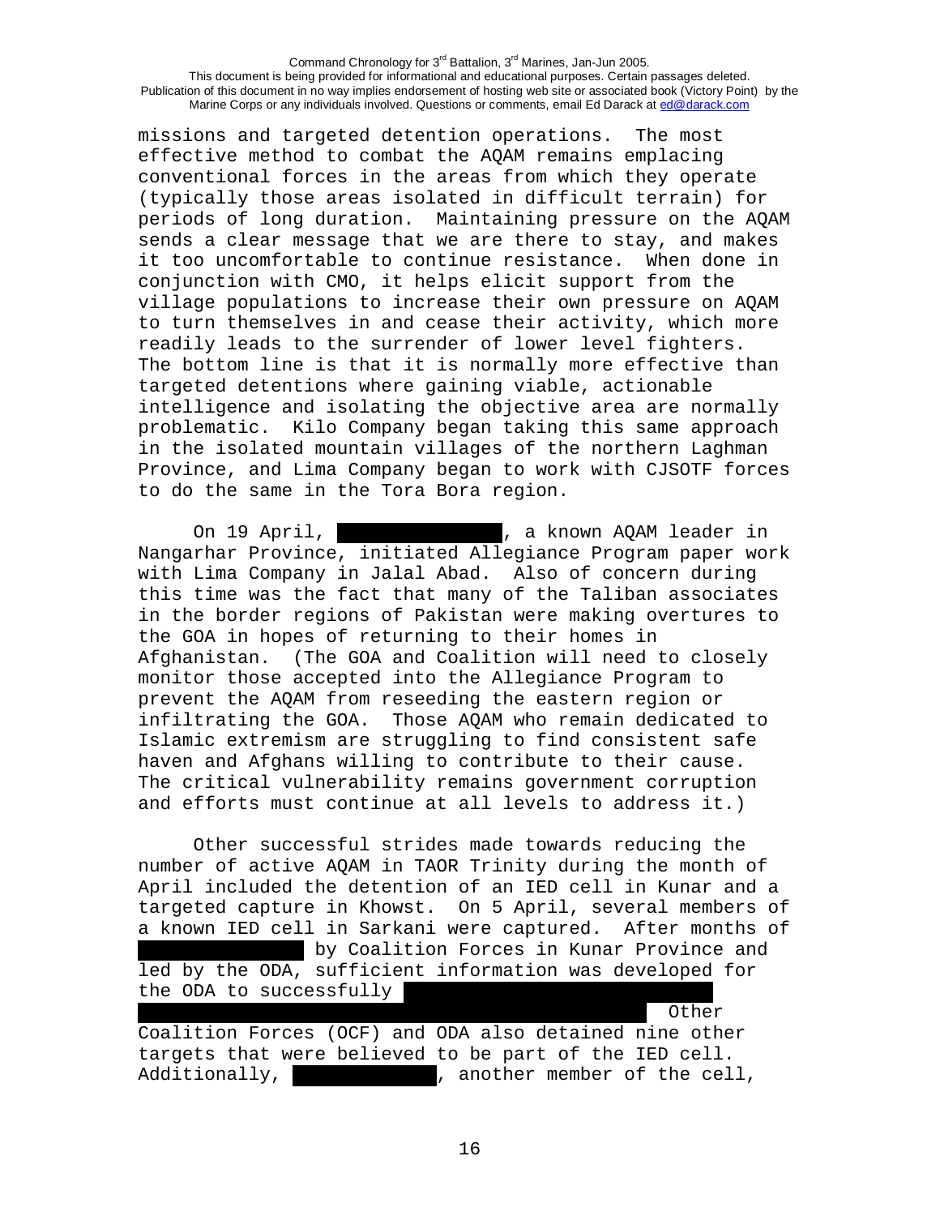missions and targeted detention operations. The most effective method to combat the AQAM remains emplacing conventional forces in the areas from which they operate (typically those areas isolated in difficult terrain) for periods of long duration. Maintaining pressure on the AQAM sends a clear message that we are there to stay, and makes it too uncomfortable to continue resistance. When done in conjunction with CMO, it helps elicit support from the village populations to increase their own pressure on AQAM to turn themselves in and cease their activity, which more readily leads to the surrender of lower level fighters. The bottom line is that it is normally more effective than targeted detentions where gaining viable, actionable intelligence and isolating the objective area are normally problematic. Kilo Company began taking this same approach in the isolated mountain villages of the northern Laghman Province, and Lima Company began to work with CJSOTF forces to do the same in the Tora Bora region.

On 19 April, [REDACTED], a known AQAM leader in Nangarhar Province, initiated Allegiance Program paper work with Lima Company in Jalal Abad. Also of concern during this time was the fact that many of the Taliban associates in the border regions of Pakistan were making overtures to the GOA in hopes of returning to their homes in Afghanistan. (The GOA and Coalition will need to closely monitor those accepted into the Allegiance Program to prevent the AQAM from reseeding the eastern region or infiltrating the GOA. Those AQAM who remain dedicated to Islamic extremism are struggling to find consistent safe haven and Afghans willing to contribute to their cause. The critical vulnerability remains government corruption and efforts must continue at all levels to address it.)

Other successful strides made towards reducing the number of active AQAM in TAOR Trinity during the month of April included the detention of an IED cell in Kunar and a targeted capture in Khowst. On 5 April, several members of a known IED cell in Sarkani were captured. After months of [REDACTED] by Coalition Forces in Kunar Province and led by the ODA, sufficient information was developed for the ODA to successfully [REDACTED] Other Coalition Forces (OCF) and ODA also detained nine other targets that were believed to be part of the IED cell. Additionally, [REDACTED], another member of the cell,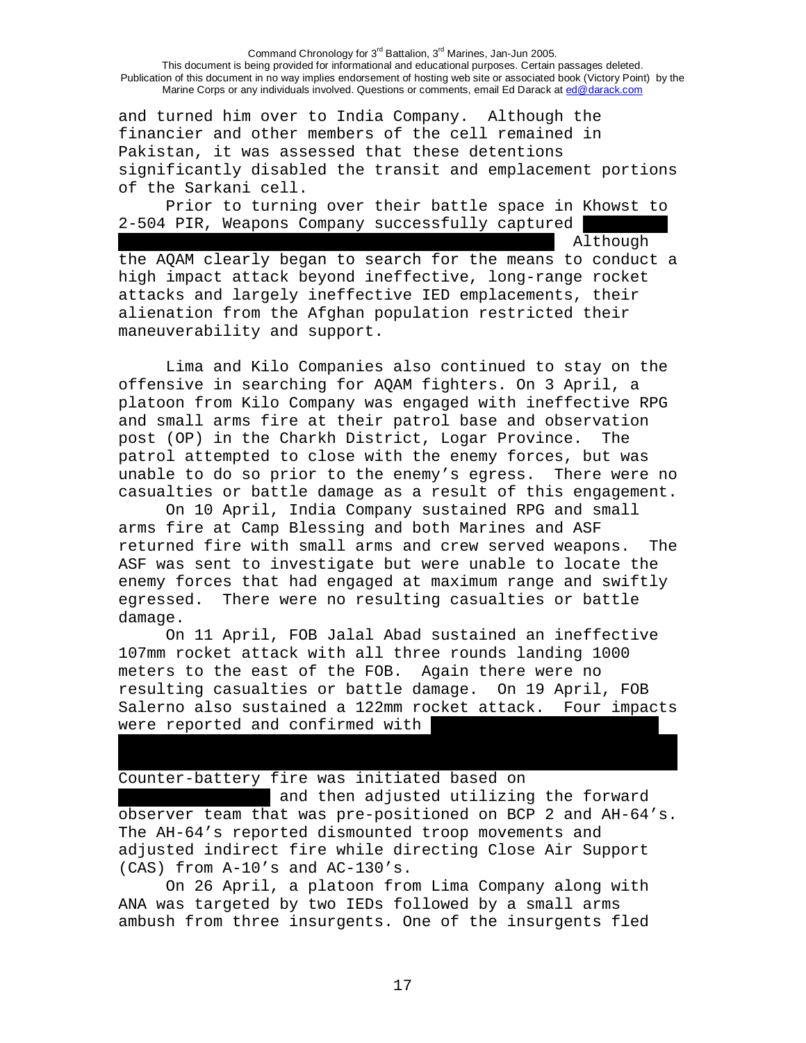and turned him over to India Company. Although the financier and other members of the cell remained in Pakistan, it was assessed that these detentions significantly disabled the transit and emplacement portions of the Sarkani cell.

Prior to turning over their battle space in Khowst to 2-504 PIR, Weapons Company successfully captured ██████ ████████████████████████████████████████ Although the AQAM clearly began to search for the means to conduct a high impact attack beyond ineffective, long-range rocket attacks and largely ineffective IED emplacements, their alienation from the Afghan population restricted their maneuverability and support.

Lima and Kilo Companies also continued to stay on the offensive in searching for AQAM fighters. On 3 April, a platoon from Kilo Company was engaged with ineffective RPG and small arms fire at their patrol base and observation post (OP) in the Charkh District, Logar Province. The patrol attempted to close with the enemy forces, but was unable to do so prior to the enemy's egress. There were no casualties or battle damage as a result of this engagement.

On 10 April, India Company sustained RPG and small arms fire at Camp Blessing and both Marines and ASF returned fire with small arms and crew served weapons. The ASF was sent to investigate but were unable to locate the enemy forces that had engaged at maximum range and swiftly egressed. There were no resulting casualties or battle damage.

On 11 April, FOB Jalal Abad sustained an ineffective 107mm rocket attack with all three rounds landing 1000 meters to the east of the FOB. Again there were no resulting casualties or battle damage. On 19 April, FOB Salerno also sustained a 122mm rocket attack. Four impacts were reported and confirmed with ████████████████████ ████████████████████████████████████████████████

Counter-battery fire was initiated based on ████████████ and then adjusted utilizing the forward observer team that was pre-positioned on BCP 2 and AH-64's. The AH-64's reported dismounted troop movements and adjusted indirect fire while directing Close Air Support (CAS) from A-10's and AC-130's.

On 26 April, a platoon from Lima Company along with ANA was targeted by two IEDs followed by a small arms ambush from three insurgents. One of the insurgents fled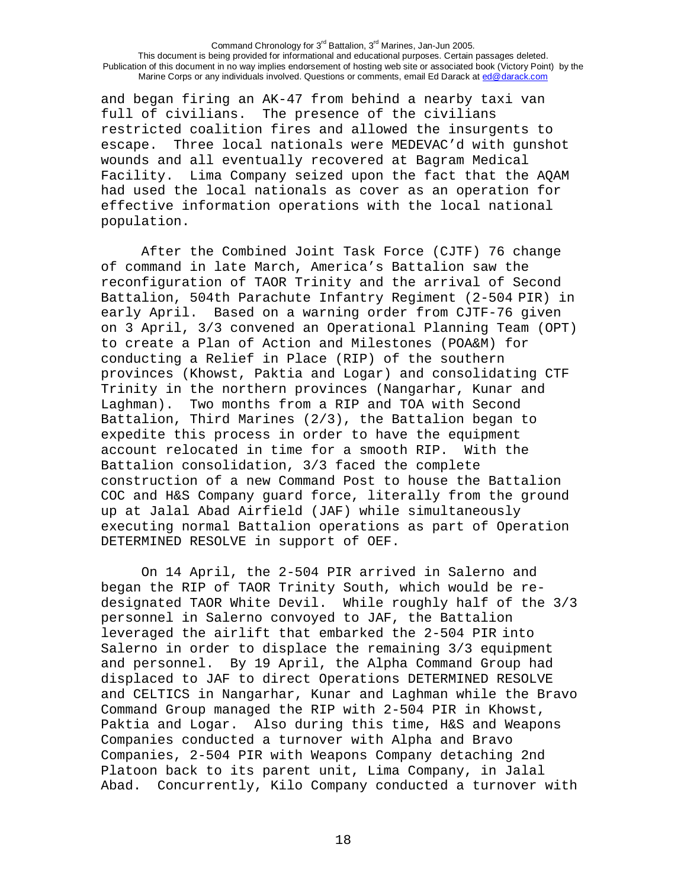and began firing an AK-47 from behind a nearby taxi van full of civilians. The presence of the civilians restricted coalition fires and allowed the insurgents to escape. Three local nationals were MEDEVAC'd with gunshot wounds and all eventually recovered at Bagram Medical Facility. Lima Company seized upon the fact that the AQAM had used the local nationals as cover as an operation for effective information operations with the local national population.

After the Combined Joint Task Force (CJTF) 76 change of command in late March, America's Battalion saw the reconfiguration of TAOR Trinity and the arrival of Second Battalion, 504th Parachute Infantry Regiment (2-504 PIR) in early April. Based on a warning order from CJTF-76 given on 3 April, 3/3 convened an Operational Planning Team (OPT) to create a Plan of Action and Milestones (POA&M) for conducting a Relief in Place (RIP) of the southern provinces (Khowst, Paktia and Logar) and consolidating CTF Trinity in the northern provinces (Nangarhar, Kunar and Laghman). Two months from a RIP and TOA with Second Battalion, Third Marines (2/3), the Battalion began to expedite this process in order to have the equipment account relocated in time for a smooth RIP. With the Battalion consolidation, 3/3 faced the complete construction of a new Command Post to house the Battalion COC and H&S Company guard force, literally from the ground up at Jalal Abad Airfield (JAF) while simultaneously executing normal Battalion operations as part of Operation DETERMINED RESOLVE in support of OEF.

On 14 April, the 2-504 PIR arrived in Salerno and began the RIP of TAOR Trinity South, which would be re-designated TAOR White Devil. While roughly half of the 3/3 personnel in Salerno convoyed to JAF, the Battalion leveraged the airlift that embarked the 2-504 PIR into Salerno in order to displace the remaining 3/3 equipment and personnel. By 19 April, the Alpha Command Group had displaced to JAF to direct Operations DETERMINED RESOLVE and CELTICS in Nangarhar, Kunar and Laghman while the Bravo Command Group managed the RIP with 2-504 PIR in Khowst, Paktia and Logar. Also during this time, H&S and Weapons Companies conducted a turnover with Alpha and Bravo Companies, 2-504 PIR with Weapons Company detaching 2nd Platoon back to its parent unit, Lima Company, in Jalal Abad. Concurrently, Kilo Company conducted a turnover with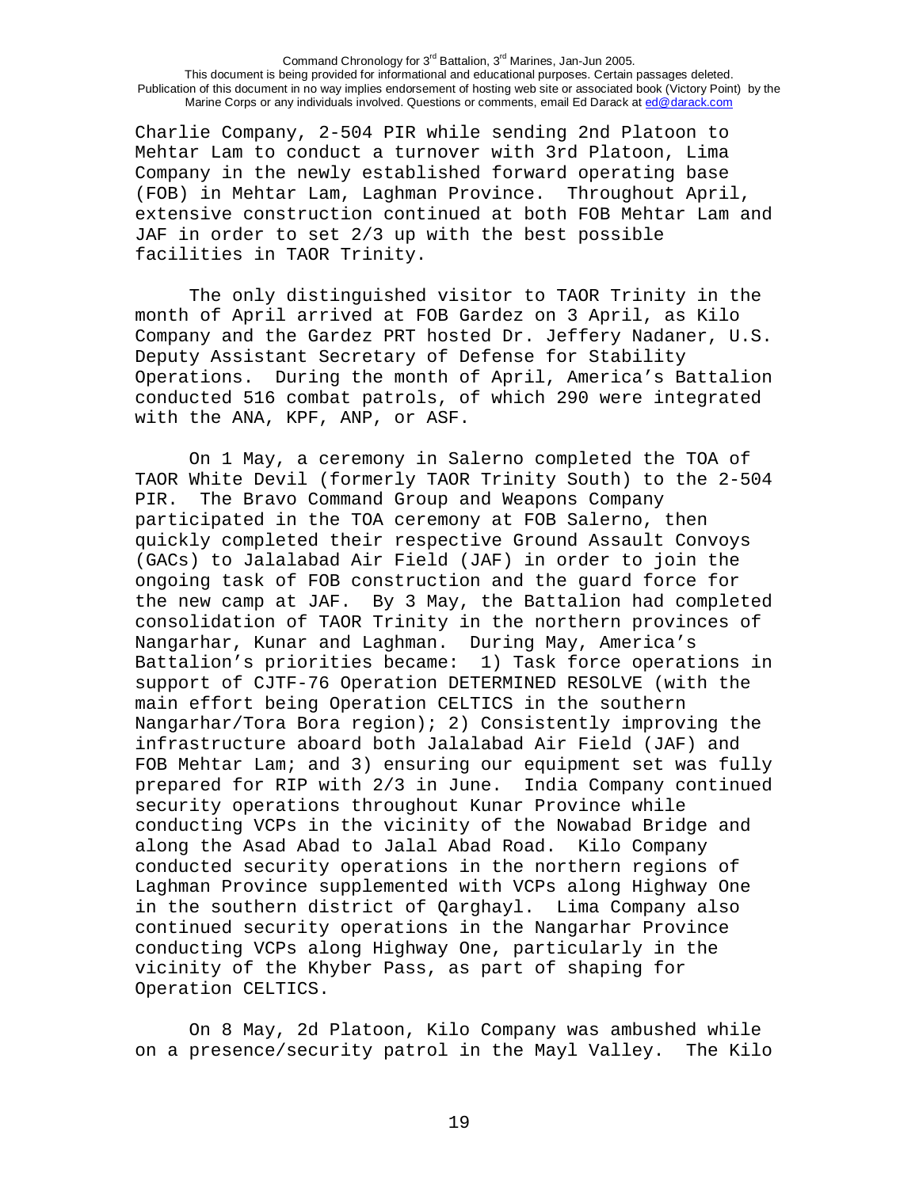Charlie Company, 2-504 PIR while sending 2nd Platoon to Mehtar Lam to conduct a turnover with 3rd Platoon, Lima Company in the newly established forward operating base (FOB) in Mehtar Lam, Laghman Province. Throughout April, extensive construction continued at both FOB Mehtar Lam and JAF in order to set 2/3 up with the best possible facilities in TAOR Trinity.

The only distinguished visitor to TAOR Trinity in the month of April arrived at FOB Gardez on 3 April, as Kilo Company and the Gardez PRT hosted Dr. Jeffery Nadaner, U.S. Deputy Assistant Secretary of Defense for Stability Operations. During the month of April, America's Battalion conducted 516 combat patrols, of which 290 were integrated with the ANA, KPF, ANP, or ASF.

On 1 May, a ceremony in Salerno completed the TOA of TAOR White Devil (formerly TAOR Trinity South) to the 2-504 PIR. The Bravo Command Group and Weapons Company participated in the TOA ceremony at FOB Salerno, then quickly completed their respective Ground Assault Convoys (GACs) to Jalalabad Air Field (JAF) in order to join the ongoing task of FOB construction and the guard force for the new camp at JAF. By 3 May, the Battalion had completed consolidation of TAOR Trinity in the northern provinces of Nangarhar, Kunar and Laghman. During May, America's Battalion's priorities became: 1) Task force operations in support of CJTF-76 Operation DETERMINED RESOLVE (with the main effort being Operation CELTICS in the southern Nangarhar/Tora Bora region); 2) Consistently improving the infrastructure aboard both Jalalabad Air Field (JAF) and FOB Mehtar Lam; and 3) ensuring our equipment set was fully prepared for RIP with 2/3 in June. India Company continued security operations throughout Kunar Province while conducting VCPs in the vicinity of the Nowabad Bridge and along the Asad Abad to Jalal Abad Road. Kilo Company conducted security operations in the northern regions of Laghman Province supplemented with VCPs along Highway One in the southern district of Qarghayl. Lima Company also continued security operations in the Nangarhar Province conducting VCPs along Highway One, particularly in the vicinity of the Khyber Pass, as part of shaping for Operation CELTICS.

On 8 May, 2d Platoon, Kilo Company was ambushed while on a presence/security patrol in the Mayl Valley. The Kilo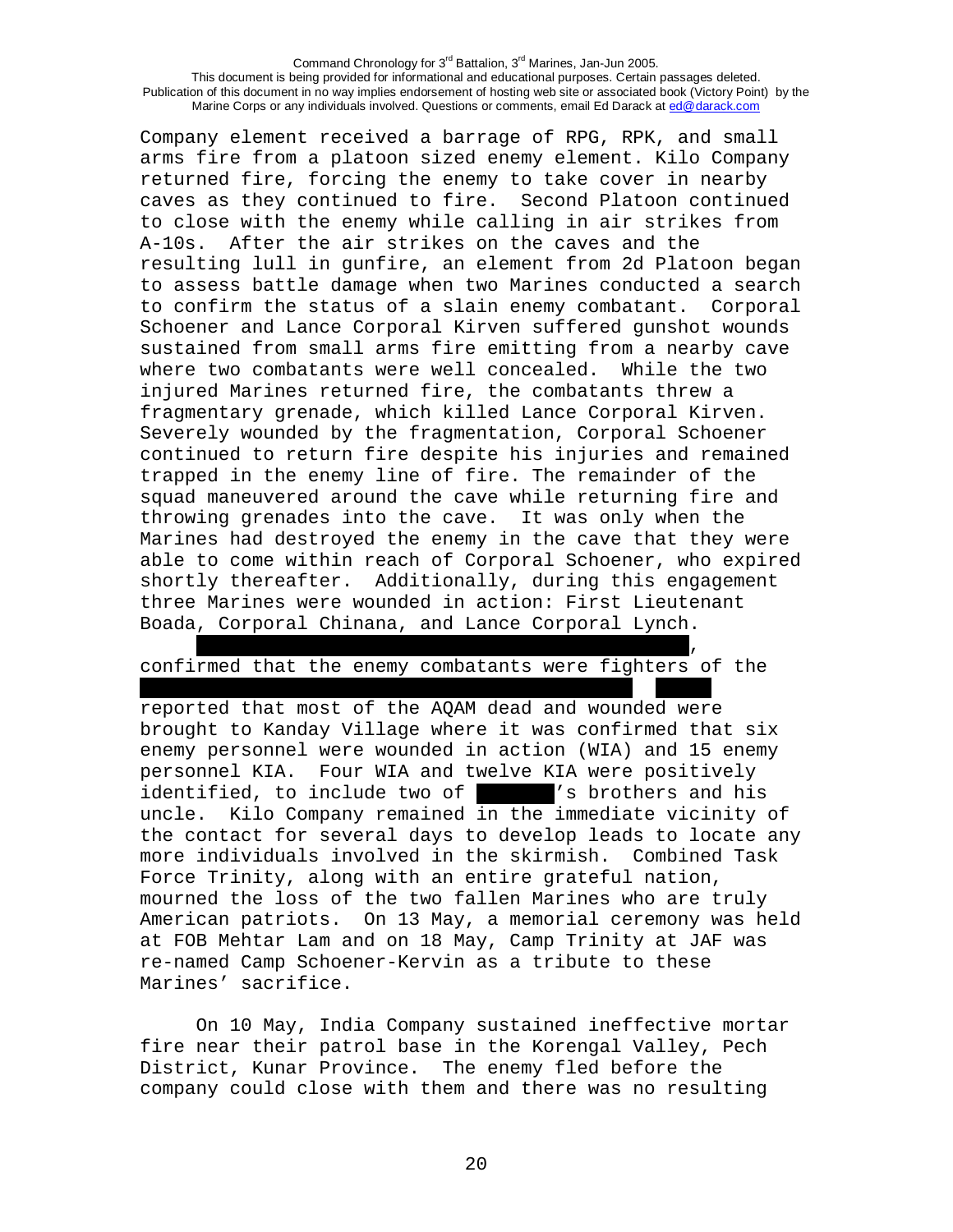Company element received a barrage of RPG, RPK, and small arms fire from a platoon sized enemy element. Kilo Company returned fire, forcing the enemy to take cover in nearby caves as they continued to fire. Second Platoon continued to close with the enemy while calling in air strikes from A-10s. After the air strikes on the caves and the resulting lull in gunfire, an element from 2d Platoon began to assess battle damage when two Marines conducted a search to confirm the status of a slain enemy combatant. Corporal Schoener and Lance Corporal Kirven suffered gunshot wounds sustained from small arms fire emitting from a nearby cave where two combatants were well concealed. While the two injured Marines returned fire, the combatants threw a fragmentary grenade, which killed Lance Corporal Kirven. Severely wounded by the fragmentation, Corporal Schoener continued to return fire despite his injuries and remained trapped in the enemy line of fire. The remainder of the squad maneuvered around the cave while returning fire and throwing grenades into the cave. It was only when the Marines had destroyed the enemy in the cave that they were able to come within reach of Corporal Schoener, who expired shortly thereafter. Additionally, during this engagement three Marines were wounded in action: First Lieutenant Boada, Corporal Chinana, and Lance Corporal Lynch.

[REDACTED], confirmed that the enemy combatants were fighters of the [REDACTED] [REDACTED] reported that most of the AQAM dead and wounded were brought to Kanday Village where it was confirmed that six enemy personnel were wounded in action (WIA) and 15 enemy personnel KIA. Four WIA and twelve KIA were positively identified, to include two of [REDACTED]'s brothers and his uncle. Kilo Company remained in the immediate vicinity of the contact for several days to develop leads to locate any more individuals involved in the skirmish. Combined Task Force Trinity, along with an entire grateful nation, mourned the loss of the two fallen Marines who are truly American patriots. On 13 May, a memorial ceremony was held at FOB Mehtar Lam and on 18 May, Camp Trinity at JAF was re-named Camp Schoener-Kervin as a tribute to these Marines' sacrifice.

On 10 May, India Company sustained ineffective mortar fire near their patrol base in the Korengal Valley, Pech District, Kunar Province. The enemy fled before the company could close with them and there was no resulting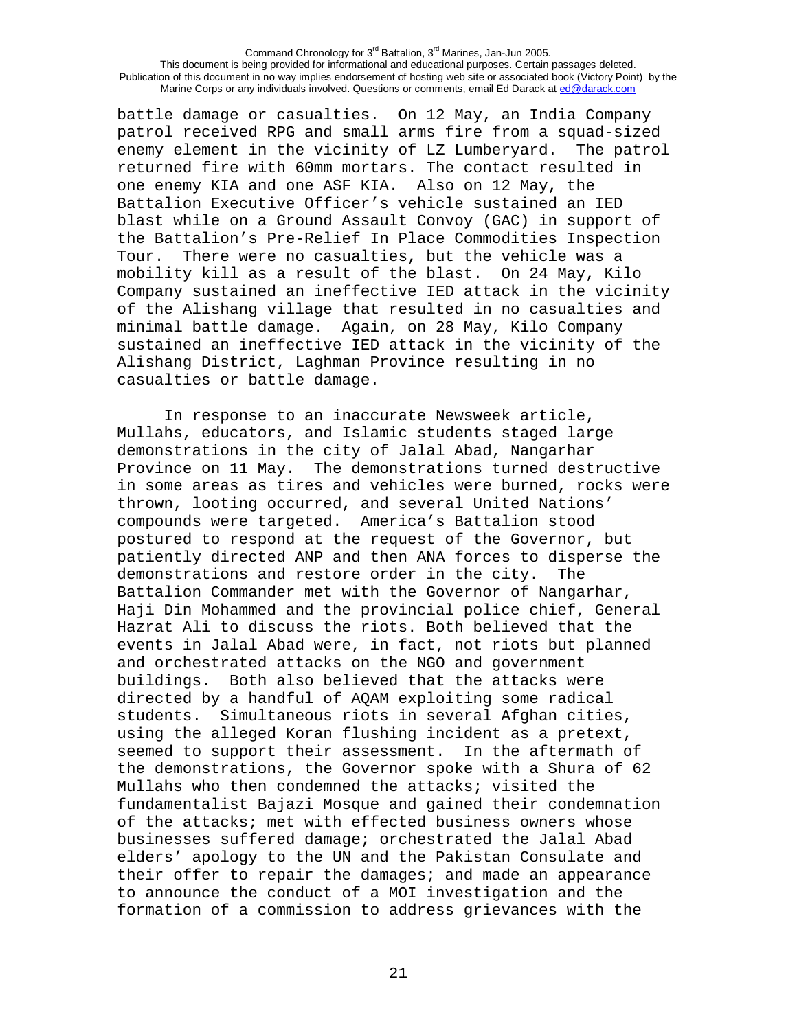battle damage or casualties. On 12 May, an India Company patrol received RPG and small arms fire from a squad-sized enemy element in the vicinity of LZ Lumberyard. The patrol returned fire with 60mm mortars. The contact resulted in one enemy KIA and one ASF KIA. Also on 12 May, the Battalion Executive Officer's vehicle sustained an IED blast while on a Ground Assault Convoy (GAC) in support of the Battalion's Pre-Relief In Place Commodities Inspection Tour. There were no casualties, but the vehicle was a mobility kill as a result of the blast. On 24 May, Kilo Company sustained an ineffective IED attack in the vicinity of the Alishang village that resulted in no casualties and minimal battle damage. Again, on 28 May, Kilo Company sustained an ineffective IED attack in the vicinity of the Alishang District, Laghman Province resulting in no casualties or battle damage.

In response to an inaccurate Newsweek article, Mullahs, educators, and Islamic students staged large demonstrations in the city of Jalal Abad, Nangarhar Province on 11 May. The demonstrations turned destructive in some areas as tires and vehicles were burned, rocks were thrown, looting occurred, and several United Nations' compounds were targeted. America's Battalion stood postured to respond at the request of the Governor, but patiently directed ANP and then ANA forces to disperse the demonstrations and restore order in the city. The Battalion Commander met with the Governor of Nangarhar, Haji Din Mohammed and the provincial police chief, General Hazrat Ali to discuss the riots. Both believed that the events in Jalal Abad were, in fact, not riots but planned and orchestrated attacks on the NGO and government buildings. Both also believed that the attacks were directed by a handful of AQAM exploiting some radical students. Simultaneous riots in several Afghan cities, using the alleged Koran flushing incident as a pretext, seemed to support their assessment. In the aftermath of the demonstrations, the Governor spoke with a Shura of 62 Mullahs who then condemned the attacks; visited the fundamentalist Bajazi Mosque and gained their condemnation of the attacks; met with effected business owners whose businesses suffered damage; orchestrated the Jalal Abad elders' apology to the UN and the Pakistan Consulate and their offer to repair the damages; and made an appearance to announce the conduct of a MOI investigation and the formation of a commission to address grievances with the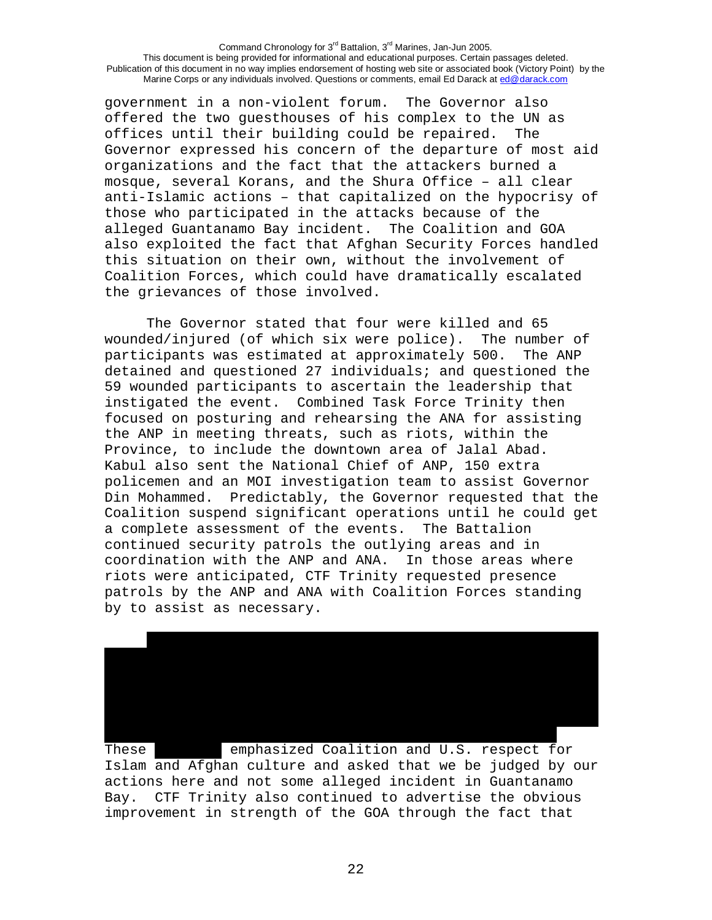government in a non-violent forum. The Governor also offered the two guesthouses of his complex to the UN as offices until their building could be repaired. The Governor expressed his concern of the departure of most aid organizations and the fact that the attackers burned a mosque, several Korans, and the Shura Office – all clear anti-Islamic actions – that capitalized on the hypocrisy of those who participated in the attacks because of the alleged Guantanamo Bay incident. The Coalition and GOA also exploited the fact that Afghan Security Forces handled this situation on their own, without the involvement of Coalition Forces, which could have dramatically escalated the grievances of those involved.

The Governor stated that four were killed and 65 wounded/injured (of which six were police). The number of participants was estimated at approximately 500. The ANP detained and questioned 27 individuals; and questioned the 59 wounded participants to ascertain the leadership that instigated the event. Combined Task Force Trinity then focused on posturing and rehearsing the ANA for assisting the ANP in meeting threats, such as riots, within the Province, to include the downtown area of Jalal Abad. Kabul also sent the National Chief of ANP, 150 extra policemen and an MOI investigation team to assist Governor Din Mohammed. Predictably, the Governor requested that the Coalition suspend significant operations until he could get a complete assessment of the events. The Battalion continued security patrols the outlying areas and in coordination with the ANP and ANA. In those areas where riots were anticipated, CTF Trinity requested presence patrols by the ANP and ANA with Coalition Forces standing by to assist as necessary.

These emphasized Coalition and U.S. respect for Islam and Afghan culture and asked that we be judged by our actions here and not some alleged incident in Guantanamo Bay. CTF Trinity also continued to advertise the obvious improvement in strength of the GOA through the fact that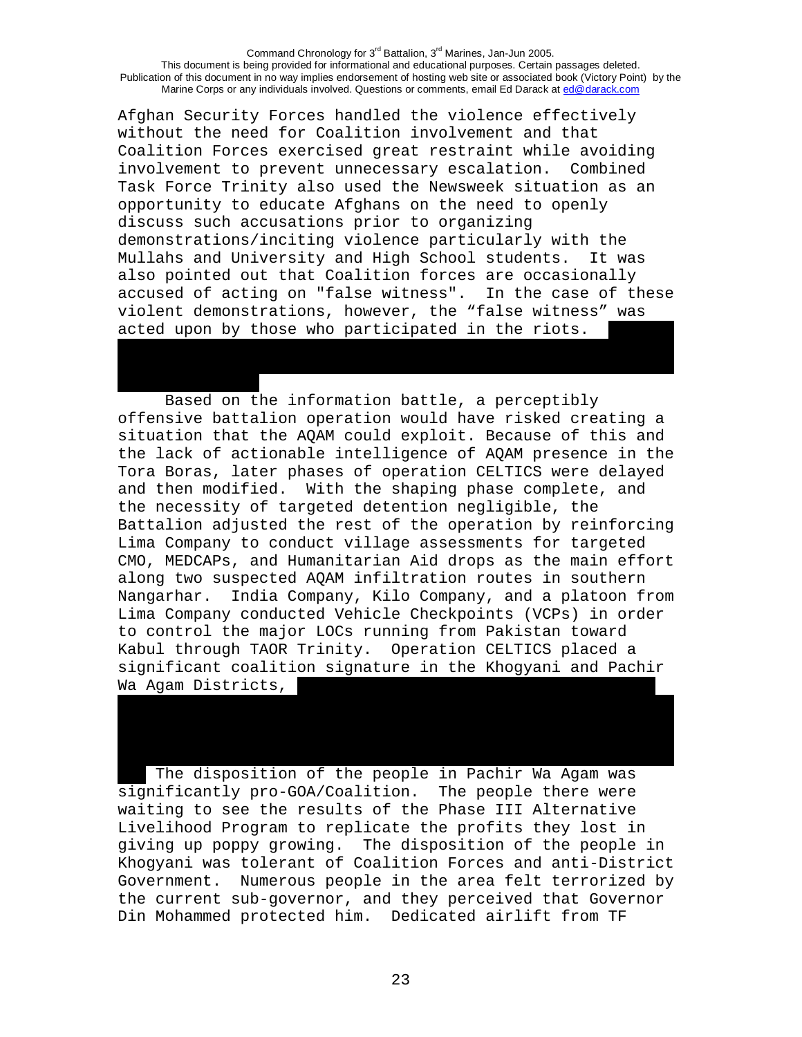Afghan Security Forces handled the violence effectively without the need for Coalition involvement and that Coalition Forces exercised great restraint while avoiding involvement to prevent unnecessary escalation. Combined Task Force Trinity also used the Newsweek situation as an opportunity to educate Afghans on the need to openly discuss such accusations prior to organizing demonstrations/inciting violence particularly with the Mullahs and University and High School students. It was also pointed out that Coalition forces are occasionally accused of acting on "false witness". In the case of these violent demonstrations, however, the "false witness" was acted upon by those who participated in the riots.

Based on the information battle, a perceptibly offensive battalion operation would have risked creating a situation that the AQAM could exploit. Because of this and the lack of actionable intelligence of AQAM presence in the Tora Boras, later phases of operation CELTICS were delayed and then modified. With the shaping phase complete, and the necessity of targeted detention negligible, the Battalion adjusted the rest of the operation by reinforcing Lima Company to conduct village assessments for targeted CMO, MEDCAPs, and Humanitarian Aid drops as the main effort along two suspected AQAM infiltration routes in southern Nangarhar. India Company, Kilo Company, and a platoon from Lima Company conducted Vehicle Checkpoints (VCPs) in order to control the major LOCs running from Pakistan toward Kabul through TAOR Trinity. Operation CELTICS placed a significant coalition signature in the Khogyani and Pachir Wa Agam Districts,

The disposition of the people in Pachir Wa Agam was significantly pro-GOA/Coalition. The people there were waiting to see the results of the Phase III Alternative Livelihood Program to replicate the profits they lost in giving up poppy growing. The disposition of the people in Khogyani was tolerant of Coalition Forces and anti-District Government. Numerous people in the area felt terrorized by the current sub-governor, and they perceived that Governor Din Mohammed protected him. Dedicated airlift from TF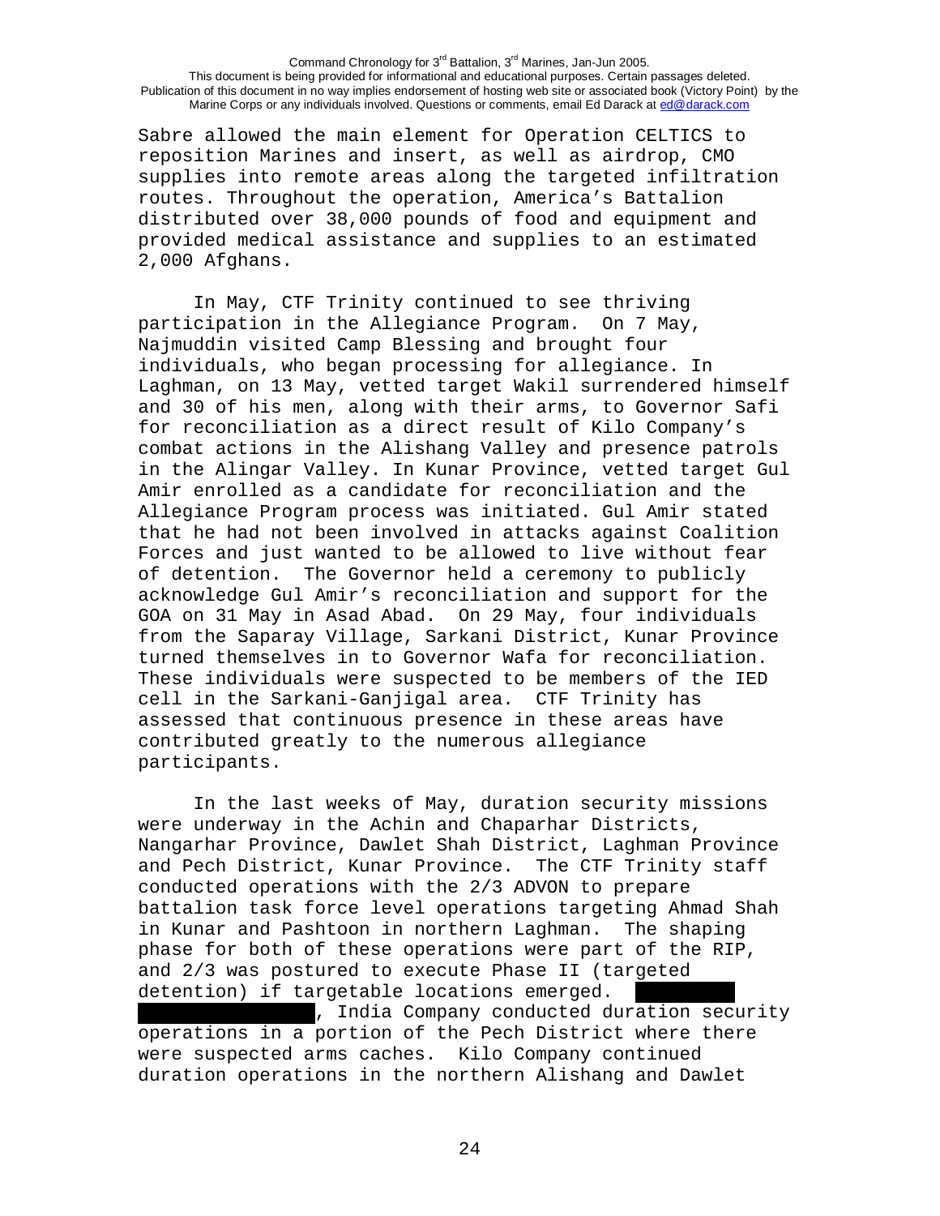Sabre allowed the main element for Operation CELTICS to reposition Marines and insert, as well as airdrop, CMO supplies into remote areas along the targeted infiltration routes. Throughout the operation, America's Battalion distributed over 38,000 pounds of food and equipment and provided medical assistance and supplies to an estimated 2,000 Afghans.

In May, CTF Trinity continued to see thriving participation in the Allegiance Program. On 7 May, Najmuddin visited Camp Blessing and brought four individuals, who began processing for allegiance. In Laghman, on 13 May, vetted target Wakil surrendered himself and 30 of his men, along with their arms, to Governor Safi for reconciliation as a direct result of Kilo Company's combat actions in the Alishang Valley and presence patrols in the Alingar Valley. In Kunar Province, vetted target Gul Amir enrolled as a candidate for reconciliation and the Allegiance Program process was initiated. Gul Amir stated that he had not been involved in attacks against Coalition Forces and just wanted to be allowed to live without fear of detention. The Governor held a ceremony to publicly acknowledge Gul Amir's reconciliation and support for the GOA on 31 May in Asad Abad. On 29 May, four individuals from the Saparay Village, Sarkani District, Kunar Province turned themselves in to Governor Wafa for reconciliation. These individuals were suspected to be members of the IED cell in the Sarkani-Ganjigal area. CTF Trinity has assessed that continuous presence in these areas have contributed greatly to the numerous allegiance participants.

In the last weeks of May, duration security missions were underway in the Achin and Chaparhar Districts, Nangarhar Province, Dawlet Shah District, Laghman Province and Pech District, Kunar Province. The CTF Trinity staff conducted operations with the 2/3 ADVON to prepare battalion task force level operations targeting Ahmad Shah in Kunar and Pashtoon in northern Laghman. The shaping phase for both of these operations were part of the RIP, and 2/3 was postured to execute Phase II (targeted detention) if targetable locations emerged. [REDACTED], India Company conducted duration security operations in a portion of the Pech District where there were suspected arms caches. Kilo Company continued duration operations in the northern Alishang and Dawlet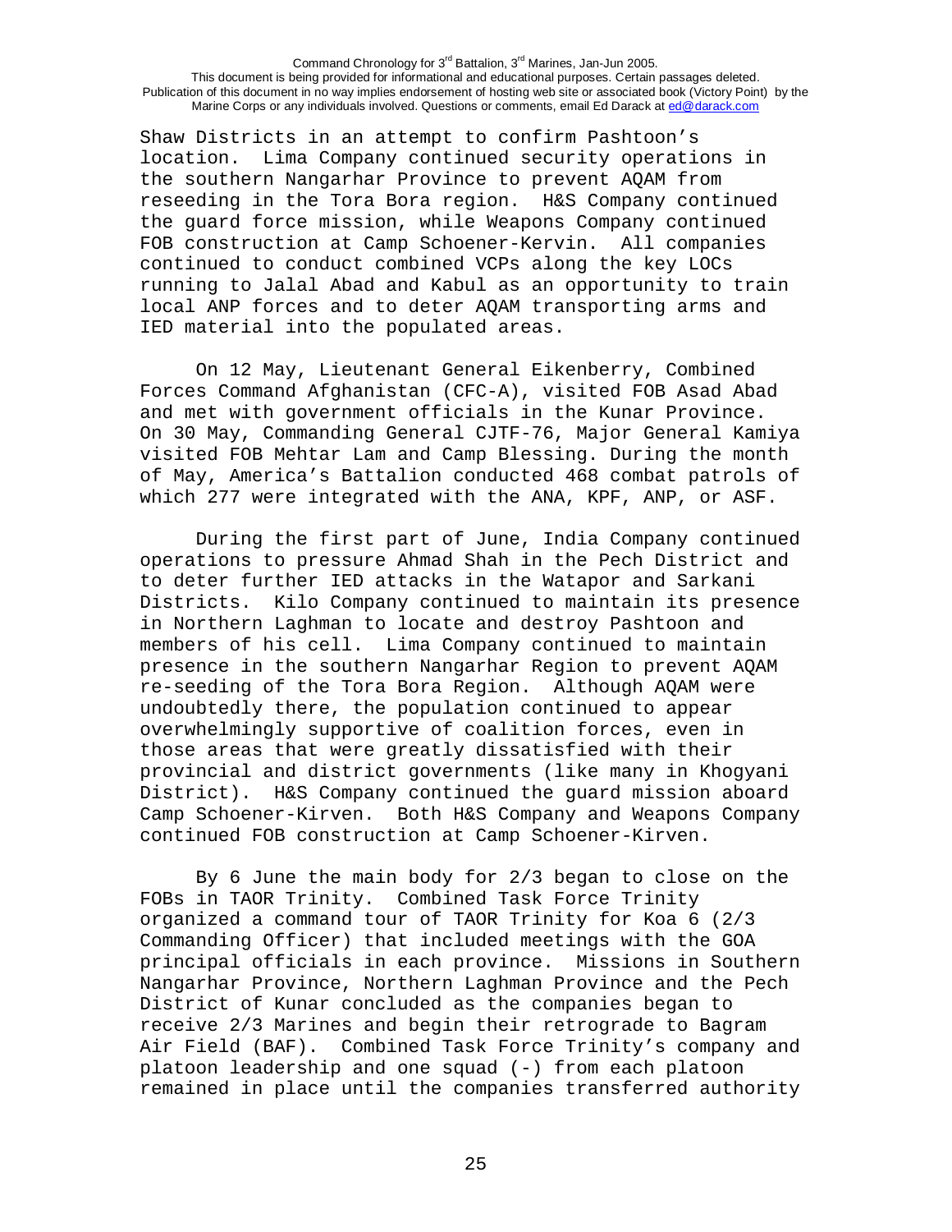Shaw Districts in an attempt to confirm Pashtoon's location. Lima Company continued security operations in the southern Nangarhar Province to prevent AQAM from reseeding in the Tora Bora region. H&S Company continued the guard force mission, while Weapons Company continued FOB construction at Camp Schoener-Kervin. All companies continued to conduct combined VCPs along the key LOCs running to Jalal Abad and Kabul as an opportunity to train local ANP forces and to deter AQAM transporting arms and IED material into the populated areas.

On 12 May, Lieutenant General Eikenberry, Combined Forces Command Afghanistan (CFC-A), visited FOB Asad Abad and met with government officials in the Kunar Province. On 30 May, Commanding General CJTF-76, Major General Kamiya visited FOB Mehtar Lam and Camp Blessing. During the month of May, America's Battalion conducted 468 combat patrols of which 277 were integrated with the ANA, KPF, ANP, or ASF.

During the first part of June, India Company continued operations to pressure Ahmad Shah in the Pech District and to deter further IED attacks in the Watapor and Sarkani Districts. Kilo Company continued to maintain its presence in Northern Laghman to locate and destroy Pashtoon and members of his cell. Lima Company continued to maintain presence in the southern Nangarhar Region to prevent AQAM re-seeding of the Tora Bora Region. Although AQAM were undoubtedly there, the population continued to appear overwhelmingly supportive of coalition forces, even in those areas that were greatly dissatisfied with their provincial and district governments (like many in Khogyani District). H&S Company continued the guard mission aboard Camp Schoener-Kirven. Both H&S Company and Weapons Company continued FOB construction at Camp Schoener-Kirven.

By 6 June the main body for 2/3 began to close on the FOBs in TAOR Trinity. Combined Task Force Trinity organized a command tour of TAOR Trinity for Koa 6 (2/3 Commanding Officer) that included meetings with the GOA principal officials in each province. Missions in Southern Nangarhar Province, Northern Laghman Province and the Pech District of Kunar concluded as the companies began to receive 2/3 Marines and begin their retrograde to Bagram Air Field (BAF). Combined Task Force Trinity's company and platoon leadership and one squad (-) from each platoon remained in place until the companies transferred authority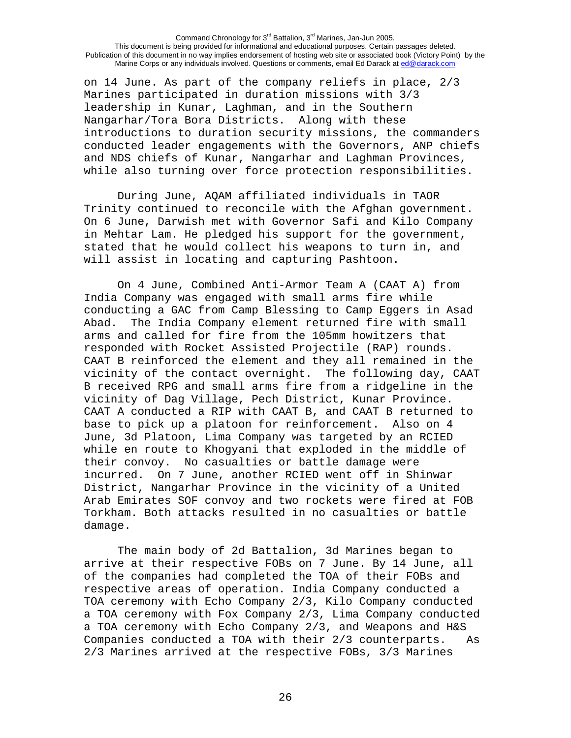on 14 June. As part of the company reliefs in place, 2/3 Marines participated in duration missions with 3/3 leadership in Kunar, Laghman, and in the Southern Nangarhar/Tora Bora Districts. Along with these introductions to duration security missions, the commanders conducted leader engagements with the Governors, ANP chiefs and NDS chiefs of Kunar, Nangarhar and Laghman Provinces, while also turning over force protection responsibilities.

During June, AQAM affiliated individuals in TAOR Trinity continued to reconcile with the Afghan government. On 6 June, Darwish met with Governor Safi and Kilo Company in Mehtar Lam. He pledged his support for the government, stated that he would collect his weapons to turn in, and will assist in locating and capturing Pashtoon.

On 4 June, Combined Anti-Armor Team A (CAAT A) from India Company was engaged with small arms fire while conducting a GAC from Camp Blessing to Camp Eggers in Asad Abad. The India Company element returned fire with small arms and called for fire from the 105mm howitzers that responded with Rocket Assisted Projectile (RAP) rounds. CAAT B reinforced the element and they all remained in the vicinity of the contact overnight. The following day, CAAT B received RPG and small arms fire from a ridgeline in the vicinity of Dag Village, Pech District, Kunar Province. CAAT A conducted a RIP with CAAT B, and CAAT B returned to base to pick up a platoon for reinforcement. Also on 4 June, 3d Platoon, Lima Company was targeted by an RCIED while en route to Khogyani that exploded in the middle of their convoy. No casualties or battle damage were incurred. On 7 June, another RCIED went off in Shinwar District, Nangarhar Province in the vicinity of a United Arab Emirates SOF convoy and two rockets were fired at FOB Torkham. Both attacks resulted in no casualties or battle damage.

The main body of 2d Battalion, 3d Marines began to arrive at their respective FOBs on 7 June. By 14 June, all of the companies had completed the TOA of their FOBs and respective areas of operation. India Company conducted a TOA ceremony with Echo Company 2/3, Kilo Company conducted a TOA ceremony with Fox Company 2/3, Lima Company conducted a TOA ceremony with Echo Company 2/3, and Weapons and H&S Companies conducted a TOA with their 2/3 counterparts. As 2/3 Marines arrived at the respective FOBs, 3/3 Marines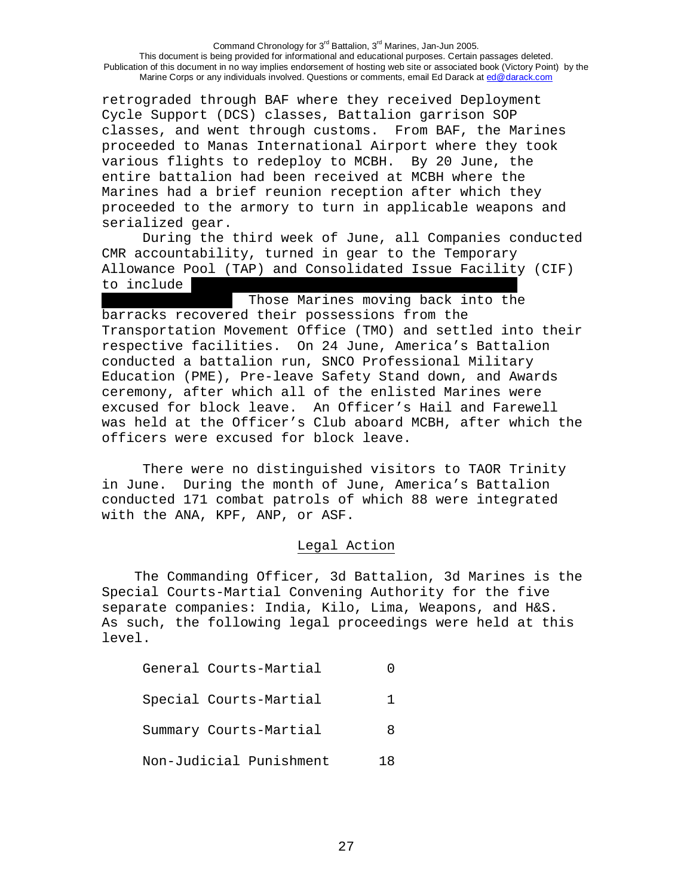retrograded through BAF where they received Deployment Cycle Support (DCS) classes, Battalion garrison SOP classes, and went through customs. From BAF, the Marines proceeded to Manas International Airport where they took various flights to redeploy to MCBH. By 20 June, the entire battalion had been received at MCBH where the Marines had a brief reunion reception after which they proceeded to the armory to turn in applicable weapons and serialized gear.

During the third week of June, all Companies conducted CMR accountability, turned in gear to the Temporary Allowance Pool (TAP) and Consolidated Issue Facility (CIF) to include [redacted] Those Marines moving back into the barracks recovered their possessions from the Transportation Movement Office (TMO) and settled into their respective facilities. On 24 June, America's Battalion conducted a battalion run, SNCO Professional Military Education (PME), Pre-leave Safety Stand down, and Awards ceremony, after which all of the enlisted Marines were excused for block leave. An Officer's Hail and Farewell was held at the Officer's Club aboard MCBH, after which the officers were excused for block leave.

There were no distinguished visitors to TAOR Trinity in June. During the month of June, America's Battalion conducted 171 combat patrols of which 88 were integrated with the ANA, KPF, ANP, or ASF.

## Legal Action

The Commanding Officer, 3d Battalion, 3d Marines is the Special Courts-Martial Convening Authority for the five separate companies: India, Kilo, Lima, Weapons, and H&S. As such, the following legal proceedings were held at this level.

| | |
|---|---|
| General Courts-Martial | 0 |
| Special Courts-Martial | 1 |
| Summary Courts-Martial | 8 |
| Non-Judicial Punishment | 18 |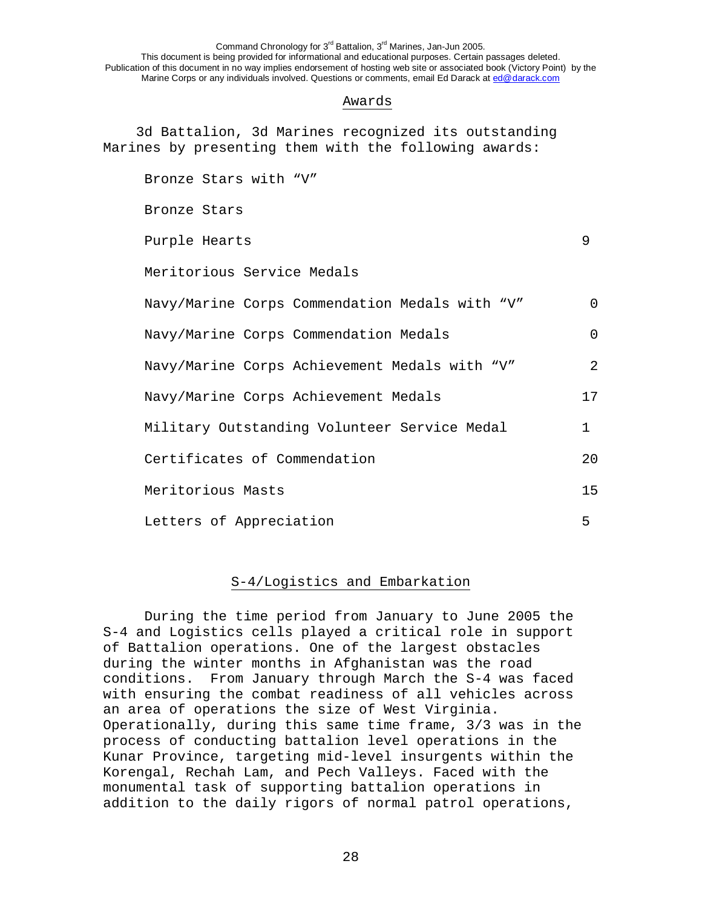## Awards

3d Battalion, 3d Marines recognized its outstanding Marines by presenting them with the following awards:

| Award | Number |
|---|---|
| Bronze Stars with "V" | |
| Bronze Stars | |
| Purple Hearts | 9 |
| Meritorious Service Medals | |
| Navy/Marine Corps Commendation Medals with "V" | 0 |
| Navy/Marine Corps Commendation Medals | 0 |
| Navy/Marine Corps Achievement Medals with "V" | 2 |
| Navy/Marine Corps Achievement Medals | 17 |
| Military Outstanding Volunteer Service Medal | 1 |
| Certificates of Commendation | 20 |
| Meritorious Masts | 15 |
| Letters of Appreciation | 5 |

## S-4/Logistics and Embarkation

During the time period from January to June 2005 the S-4 and Logistics cells played a critical role in support of Battalion operations. One of the largest obstacles during the winter months in Afghanistan was the road conditions. From January through March the S-4 was faced with ensuring the combat readiness of all vehicles across an area of operations the size of West Virginia. Operationally, during this same time frame, 3/3 was in the process of conducting battalion level operations in the Kunar Province, targeting mid-level insurgents within the Korengal, Rechah Lam, and Pech Valleys. Faced with the monumental task of supporting battalion operations in addition to the daily rigors of normal patrol operations,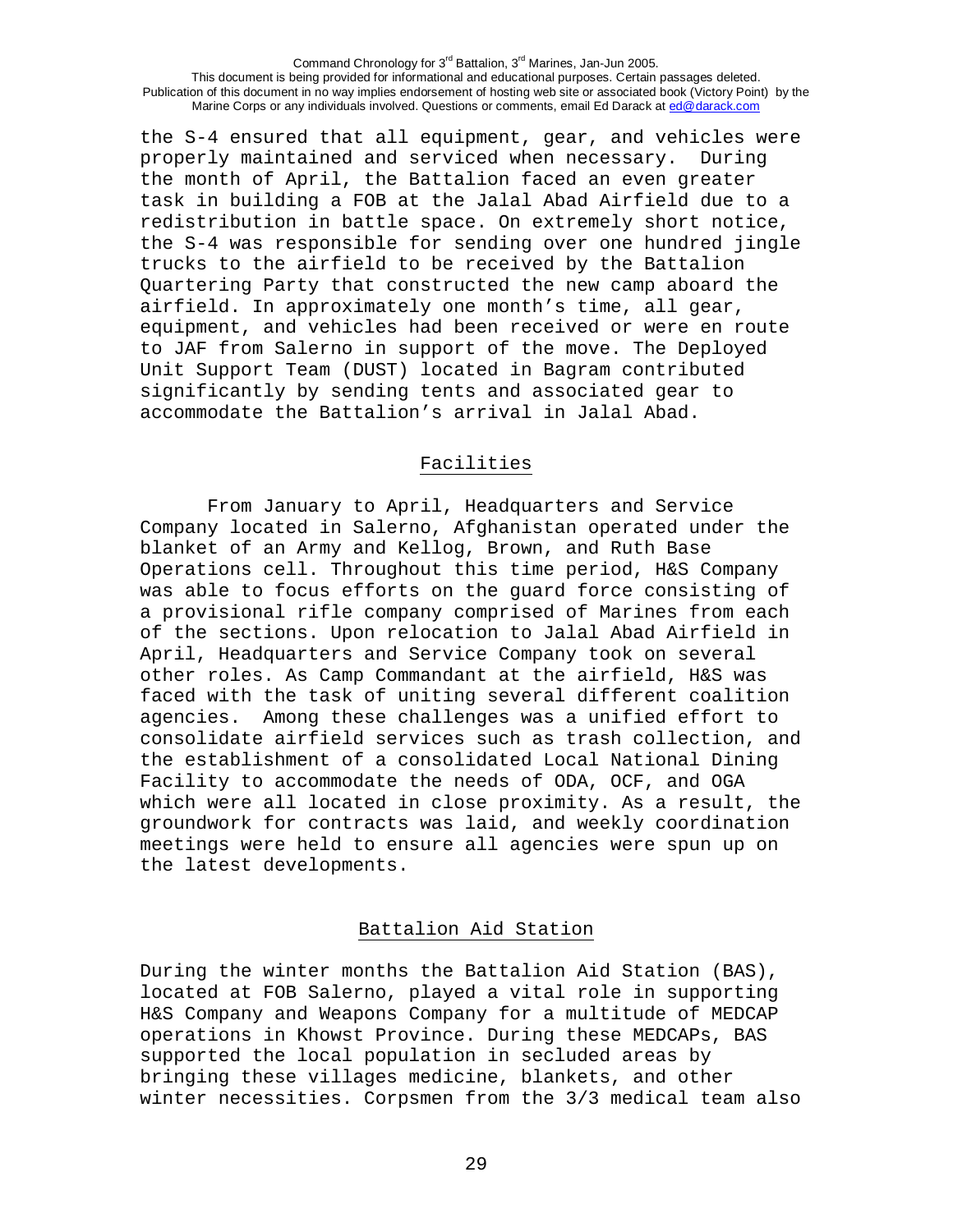the S-4 ensured that all equipment, gear, and vehicles were properly maintained and serviced when necessary. During the month of April, the Battalion faced an even greater task in building a FOB at the Jalal Abad Airfield due to a redistribution in battle space. On extremely short notice, the S-4 was responsible for sending over one hundred jingle trucks to the airfield to be received by the Battalion Quartering Party that constructed the new camp aboard the airfield. In approximately one month's time, all gear, equipment, and vehicles had been received or were en route to JAF from Salerno in support of the move. The Deployed Unit Support Team (DUST) located in Bagram contributed significantly by sending tents and associated gear to accommodate the Battalion's arrival in Jalal Abad.

## Facilities

From January to April, Headquarters and Service Company located in Salerno, Afghanistan operated under the blanket of an Army and Kellog, Brown, and Ruth Base Operations cell. Throughout this time period, H&S Company was able to focus efforts on the guard force consisting of a provisional rifle company comprised of Marines from each of the sections. Upon relocation to Jalal Abad Airfield in April, Headquarters and Service Company took on several other roles. As Camp Commandant at the airfield, H&S was faced with the task of uniting several different coalition agencies. Among these challenges was a unified effort to consolidate airfield services such as trash collection, and the establishment of a consolidated Local National Dining Facility to accommodate the needs of ODA, OCF, and OGA which were all located in close proximity. As a result, the groundwork for contracts was laid, and weekly coordination meetings were held to ensure all agencies were spun up on the latest developments.

## Battalion Aid Station

During the winter months the Battalion Aid Station (BAS), located at FOB Salerno, played a vital role in supporting H&S Company and Weapons Company for a multitude of MEDCAP operations in Khowst Province. During these MEDCAPs, BAS supported the local population in secluded areas by bringing these villages medicine, blankets, and other winter necessities. Corpsmen from the 3/3 medical team also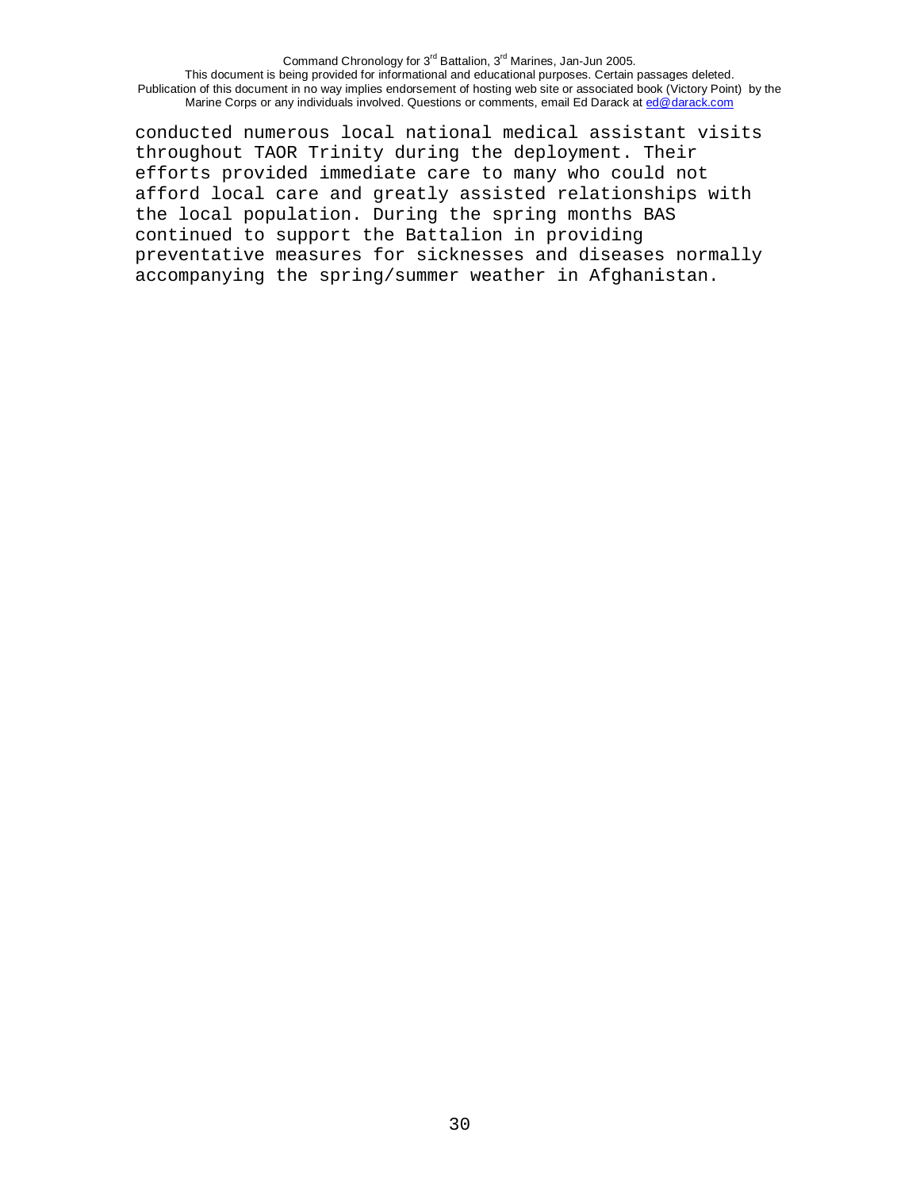conducted numerous local national medical assistant visits throughout TAOR Trinity during the deployment. Their efforts provided immediate care to many who could not afford local care and greatly assisted relationships with the local population. During the spring months BAS continued to support the Battalion in providing preventative measures for sicknesses and diseases normally accompanying the spring/summer weather in Afghanistan.